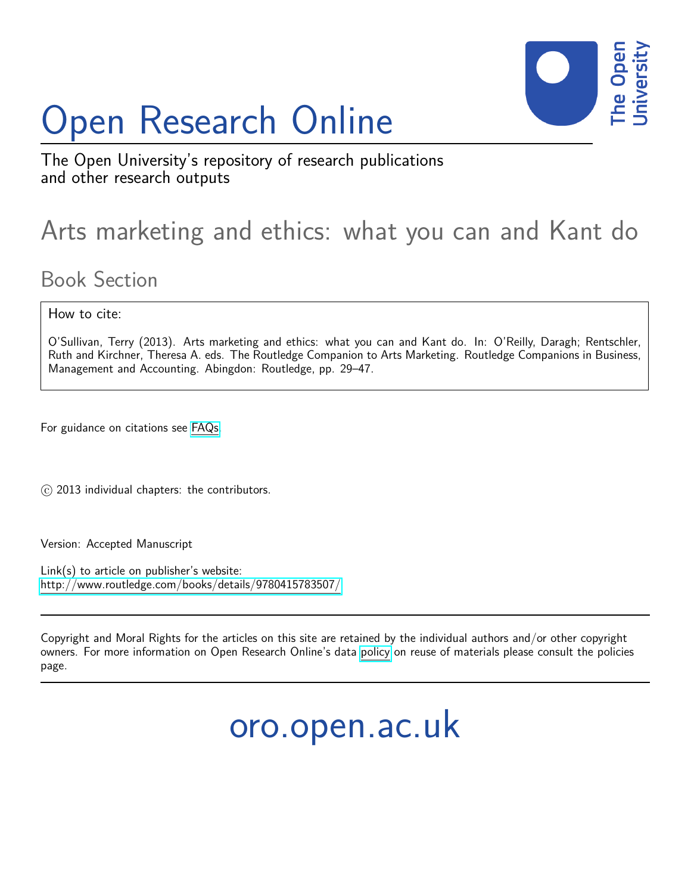# Open Research Online

The Open University's repository of research publications and other research outputs

## Arts marketing and ethics: what you can and Kant do

### Book Section

How to cite:

O'Sullivan, Terry (2013). Arts marketing and ethics: what you can and Kant do. In: O'Reilly, Daragh; Rentschler, Ruth and Kirchner, Theresa A. eds. The Routledge Companion to Arts Marketing. Routledge Companions in Business, Management and Accounting. Abingdon: Routledge, pp. 29–47.

For guidance on citations see FAQs.

© 2013 individual chapters: the contributors.

Version: Accepted Manuscript

Link(s) to article on publisher's website:
http://www.routledge.com/books/details/9780415783507/

Copyright and Moral Rights for the articles on this site are retained by the individual authors and/or other copyright owners. For more information on Open Research Online's data policy on reuse of materials please consult the policies page.

oro.open.ac.uk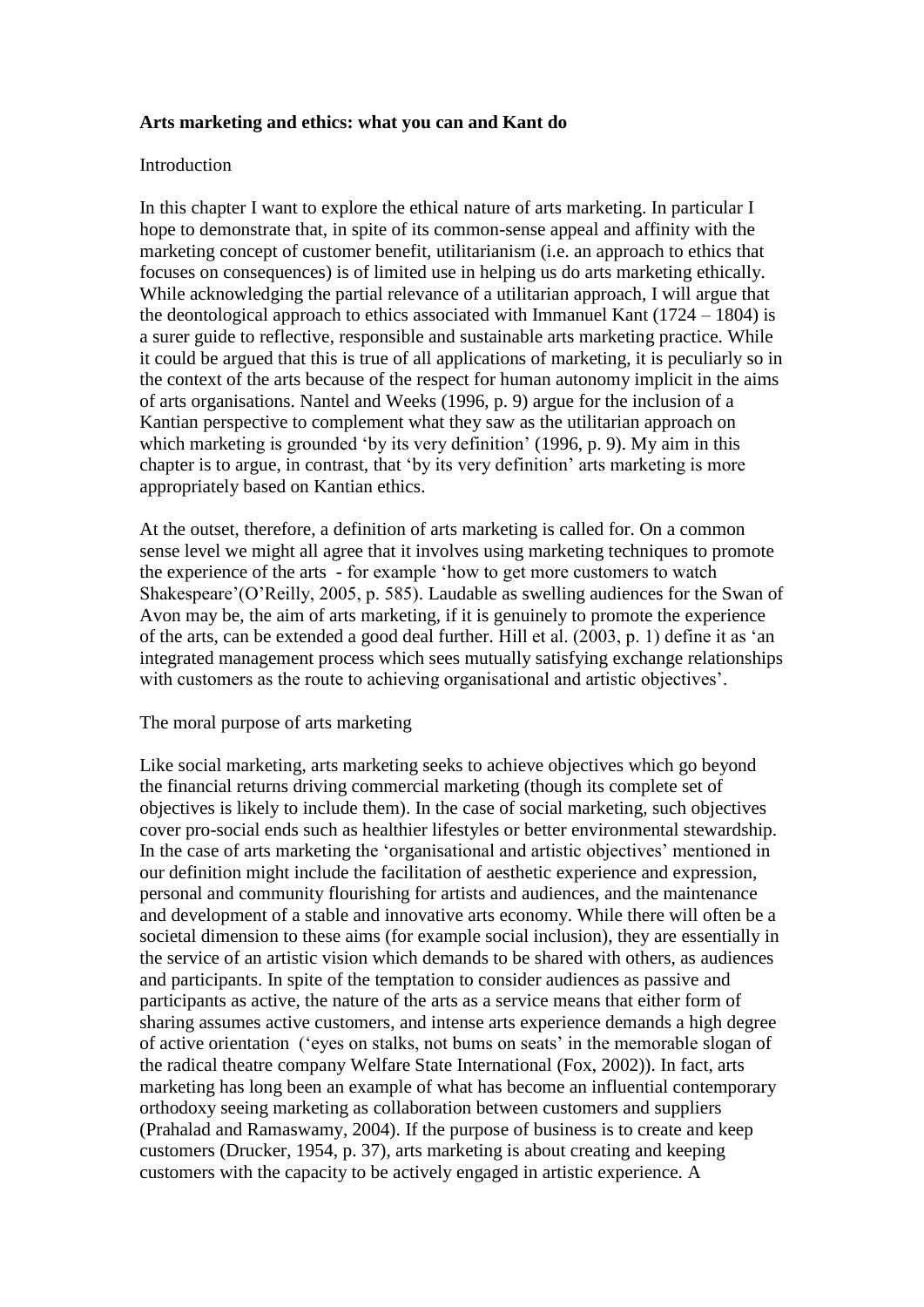**Arts marketing and ethics: what you can and Kant do**

Introduction

In this chapter I want to explore the ethical nature of arts marketing. In particular I hope to demonstrate that, in spite of its common-sense appeal and affinity with the marketing concept of customer benefit, utilitarianism (i.e. an approach to ethics that focuses on consequences) is of limited use in helping us do arts marketing ethically. While acknowledging the partial relevance of a utilitarian approach, I will argue that the deontological approach to ethics associated with Immanuel Kant (1724 – 1804) is a surer guide to reflective, responsible and sustainable arts marketing practice. While it could be argued that this is true of all applications of marketing, it is peculiarly so in the context of the arts because of the respect for human autonomy implicit in the aims of arts organisations. Nantel and Weeks (1996, p. 9) argue for the inclusion of a Kantian perspective to complement what they saw as the utilitarian approach on which marketing is grounded 'by its very definition' (1996, p. 9). My aim in this chapter is to argue, in contrast, that 'by its very definition' arts marketing is more appropriately based on Kantian ethics.

At the outset, therefore, a definition of arts marketing is called for. On a common sense level we might all agree that it involves using marketing techniques to promote the experience of the arts - for example 'how to get more customers to watch Shakespeare'(O'Reilly, 2005, p. 585). Laudable as swelling audiences for the Swan of Avon may be, the aim of arts marketing, if it is genuinely to promote the experience of the arts, can be extended a good deal further. Hill et al. (2003, p. 1) define it as 'an integrated management process which sees mutually satisfying exchange relationships with customers as the route to achieving organisational and artistic objectives'.

The moral purpose of arts marketing

Like social marketing, arts marketing seeks to achieve objectives which go beyond the financial returns driving commercial marketing (though its complete set of objectives is likely to include them). In the case of social marketing, such objectives cover pro-social ends such as healthier lifestyles or better environmental stewardship. In the case of arts marketing the 'organisational and artistic objectives' mentioned in our definition might include the facilitation of aesthetic experience and expression, personal and community flourishing for artists and audiences, and the maintenance and development of a stable and innovative arts economy. While there will often be a societal dimension to these aims (for example social inclusion), they are essentially in the service of an artistic vision which demands to be shared with others, as audiences and participants. In spite of the temptation to consider audiences as passive and participants as active, the nature of the arts as a service means that either form of sharing assumes active customers, and intense arts experience demands a high degree of active orientation ('eyes on stalks, not bums on seats' in the memorable slogan of the radical theatre company Welfare State International (Fox, 2002)). In fact, arts marketing has long been an example of what has become an influential contemporary orthodoxy seeing marketing as collaboration between customers and suppliers (Prahalad and Ramaswamy, 2004). If the purpose of business is to create and keep customers (Drucker, 1954, p. 37), arts marketing is about creating and keeping customers with the capacity to be actively engaged in artistic experience. A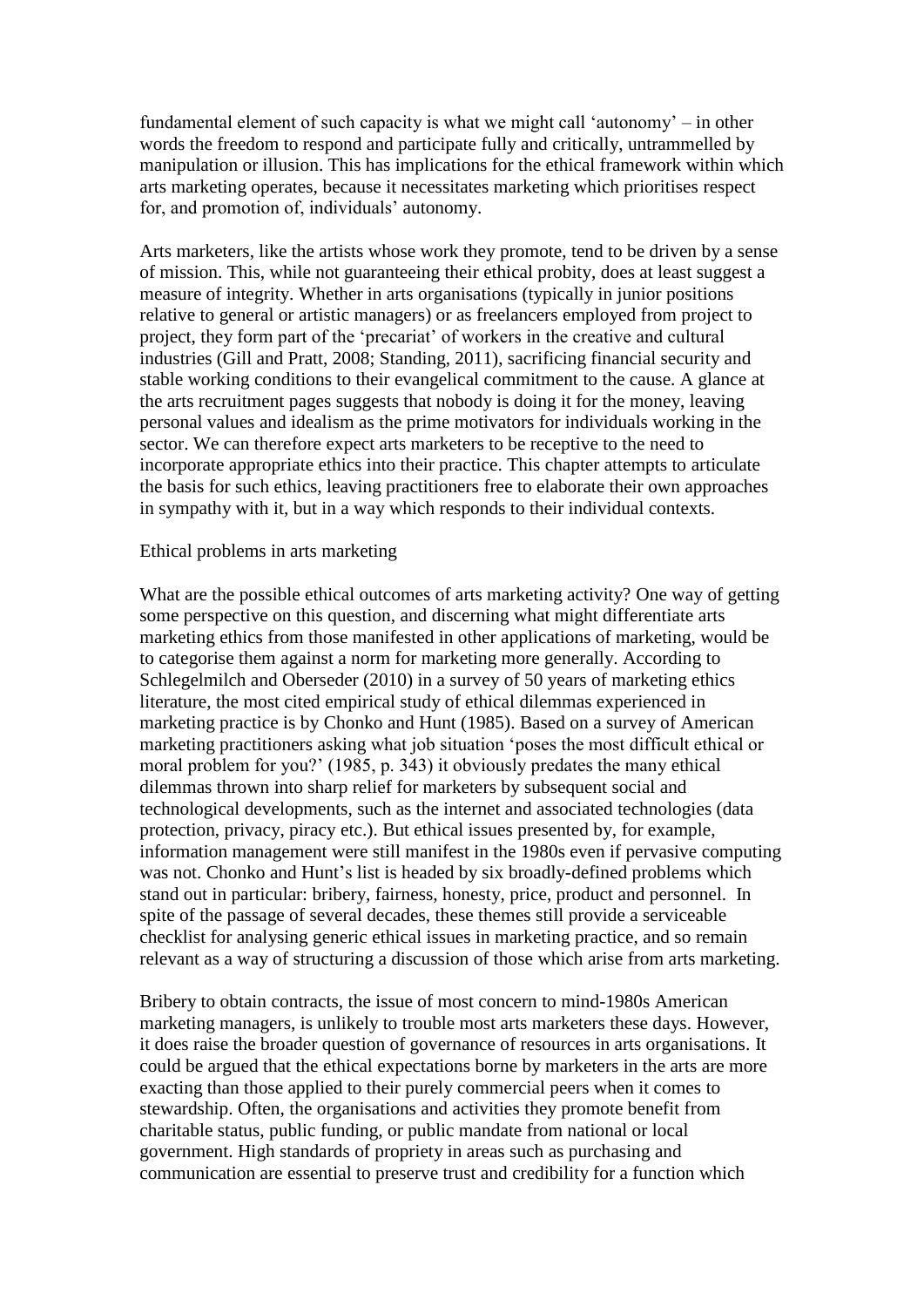fundamental element of such capacity is what we might call 'autonomy' – in other words the freedom to respond and participate fully and critically, untrammelled by manipulation or illusion. This has implications for the ethical framework within which arts marketing operates, because it necessitates marketing which prioritises respect for, and promotion of, individuals' autonomy.

Arts marketers, like the artists whose work they promote, tend to be driven by a sense of mission. This, while not guaranteeing their ethical probity, does at least suggest a measure of integrity. Whether in arts organisations (typically in junior positions relative to general or artistic managers) or as freelancers employed from project to project, they form part of the 'precariat' of workers in the creative and cultural industries (Gill and Pratt, 2008; Standing, 2011), sacrificing financial security and stable working conditions to their evangelical commitment to the cause. A glance at the arts recruitment pages suggests that nobody is doing it for the money, leaving personal values and idealism as the prime motivators for individuals working in the sector. We can therefore expect arts marketers to be receptive to the need to incorporate appropriate ethics into their practice. This chapter attempts to articulate the basis for such ethics, leaving practitioners free to elaborate their own approaches in sympathy with it, but in a way which responds to their individual contexts.

## Ethical problems in arts marketing

What are the possible ethical outcomes of arts marketing activity? One way of getting some perspective on this question, and discerning what might differentiate arts marketing ethics from those manifested in other applications of marketing, would be to categorise them against a norm for marketing more generally. According to Schlegelmilch and Oberseder (2010) in a survey of 50 years of marketing ethics literature, the most cited empirical study of ethical dilemmas experienced in marketing practice is by Chonko and Hunt (1985). Based on a survey of American marketing practitioners asking what job situation 'poses the most difficult ethical or moral problem for you?' (1985, p. 343) it obviously predates the many ethical dilemmas thrown into sharp relief for marketers by subsequent social and technological developments, such as the internet and associated technologies (data protection, privacy, piracy etc.). But ethical issues presented by, for example, information management were still manifest in the 1980s even if pervasive computing was not. Chonko and Hunt's list is headed by six broadly-defined problems which stand out in particular: bribery, fairness, honesty, price, product and personnel. In spite of the passage of several decades, these themes still provide a serviceable checklist for analysing generic ethical issues in marketing practice, and so remain relevant as a way of structuring a discussion of those which arise from arts marketing.

Bribery to obtain contracts, the issue of most concern to mind-1980s American marketing managers, is unlikely to trouble most arts marketers these days. However, it does raise the broader question of governance of resources in arts organisations. It could be argued that the ethical expectations borne by marketers in the arts are more exacting than those applied to their purely commercial peers when it comes to stewardship. Often, the organisations and activities they promote benefit from charitable status, public funding, or public mandate from national or local government. High standards of propriety in areas such as purchasing and communication are essential to preserve trust and credibility for a function which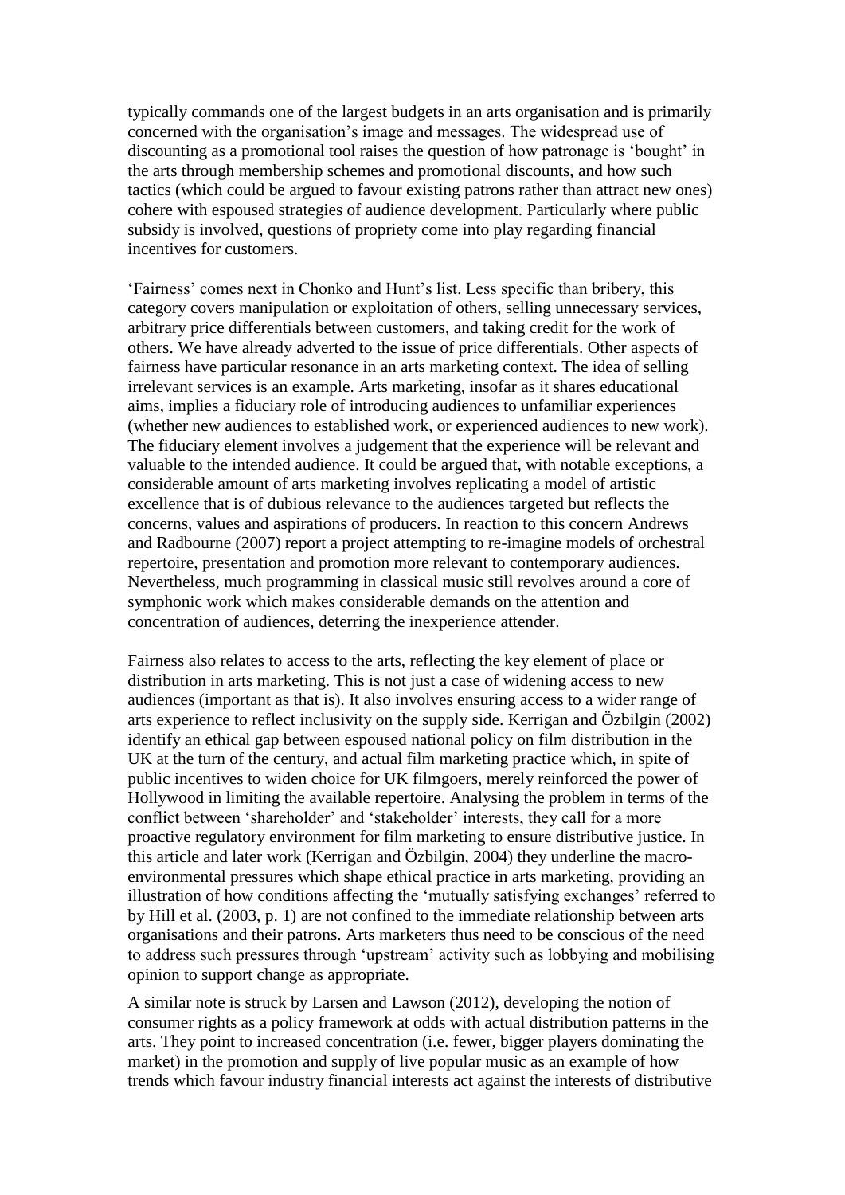typically commands one of the largest budgets in an arts organisation and is primarily concerned with the organisation's image and messages. The widespread use of discounting as a promotional tool raises the question of how patronage is 'bought' in the arts through membership schemes and promotional discounts, and how such tactics (which could be argued to favour existing patrons rather than attract new ones) cohere with espoused strategies of audience development. Particularly where public subsidy is involved, questions of propriety come into play regarding financial incentives for customers.

'Fairness' comes next in Chonko and Hunt's list. Less specific than bribery, this category covers manipulation or exploitation of others, selling unnecessary services, arbitrary price differentials between customers, and taking credit for the work of others. We have already adverted to the issue of price differentials. Other aspects of fairness have particular resonance in an arts marketing context. The idea of selling irrelevant services is an example. Arts marketing, insofar as it shares educational aims, implies a fiduciary role of introducing audiences to unfamiliar experiences (whether new audiences to established work, or experienced audiences to new work). The fiduciary element involves a judgement that the experience will be relevant and valuable to the intended audience. It could be argued that, with notable exceptions, a considerable amount of arts marketing involves replicating a model of artistic excellence that is of dubious relevance to the audiences targeted but reflects the concerns, values and aspirations of producers. In reaction to this concern Andrews and Radbourne (2007) report a project attempting to re-imagine models of orchestral repertoire, presentation and promotion more relevant to contemporary audiences. Nevertheless, much programming in classical music still revolves around a core of symphonic work which makes considerable demands on the attention and concentration of audiences, deterring the inexperience attender.

Fairness also relates to access to the arts, reflecting the key element of place or distribution in arts marketing. This is not just a case of widening access to new audiences (important as that is). It also involves ensuring access to a wider range of arts experience to reflect inclusivity on the supply side. Kerrigan and Özbilgin (2002) identify an ethical gap between espoused national policy on film distribution in the UK at the turn of the century, and actual film marketing practice which, in spite of public incentives to widen choice for UK filmgoers, merely reinforced the power of Hollywood in limiting the available repertoire. Analysing the problem in terms of the conflict between 'shareholder' and 'stakeholder' interests, they call for a more proactive regulatory environment for film marketing to ensure distributive justice. In this article and later work (Kerrigan and Özbilgin, 2004) they underline the macro-environmental pressures which shape ethical practice in arts marketing, providing an illustration of how conditions affecting the 'mutually satisfying exchanges' referred to by Hill et al. (2003, p. 1) are not confined to the immediate relationship between arts organisations and their patrons. Arts marketers thus need to be conscious of the need to address such pressures through 'upstream' activity such as lobbying and mobilising opinion to support change as appropriate.

A similar note is struck by Larsen and Lawson (2012), developing the notion of consumer rights as a policy framework at odds with actual distribution patterns in the arts. They point to increased concentration (i.e. fewer, bigger players dominating the market) in the promotion and supply of live popular music as an example of how trends which favour industry financial interests act against the interests of distributive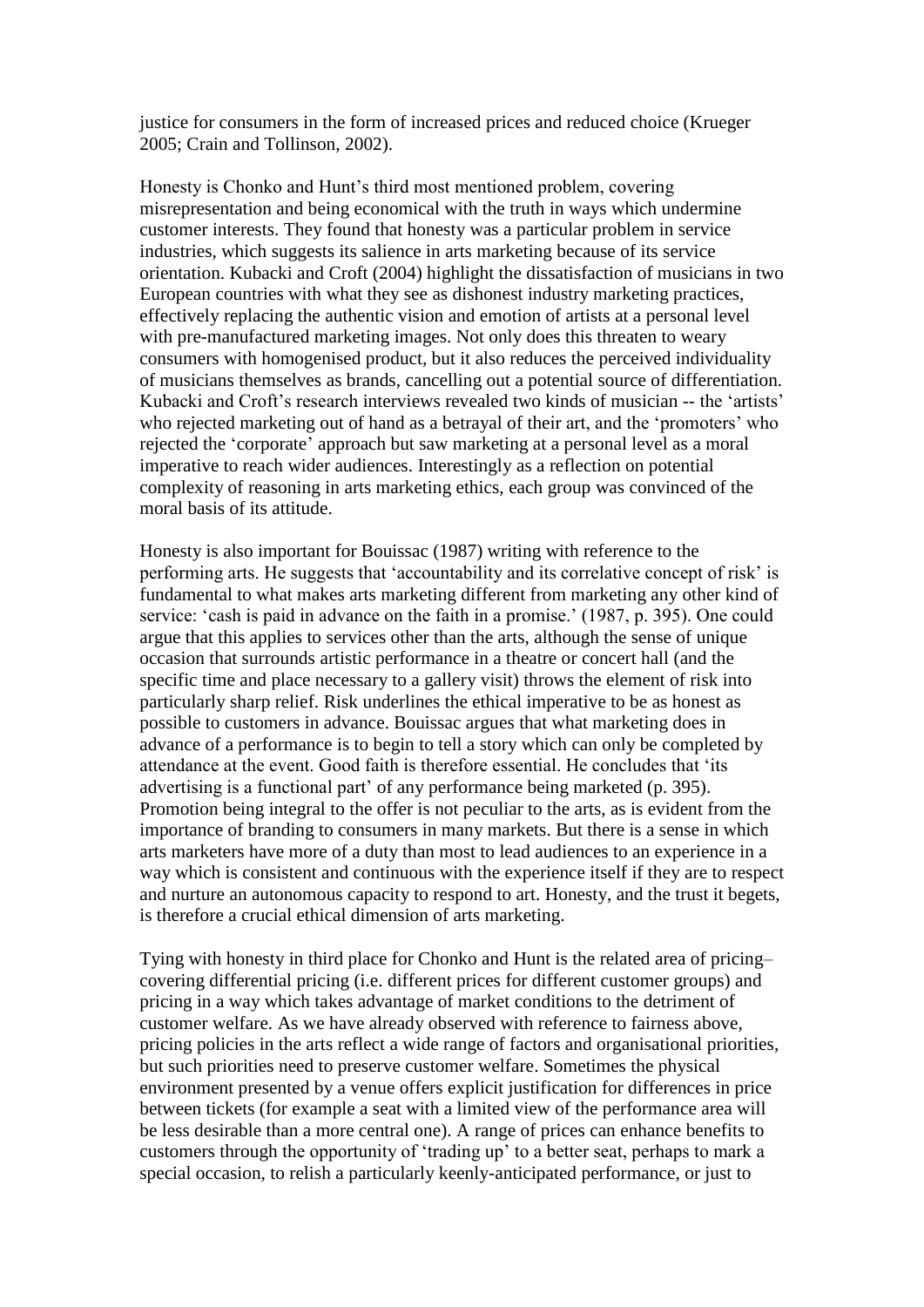justice for consumers in the form of increased prices and reduced choice (Krueger 2005; Crain and Tollinson, 2002).

Honesty is Chonko and Hunt's third most mentioned problem, covering misrepresentation and being economical with the truth in ways which undermine customer interests. They found that honesty was a particular problem in service industries, which suggests its salience in arts marketing because of its service orientation. Kubacki and Croft (2004) highlight the dissatisfaction of musicians in two European countries with what they see as dishonest industry marketing practices, effectively replacing the authentic vision and emotion of artists at a personal level with pre-manufactured marketing images. Not only does this threaten to weary consumers with homogenised product, but it also reduces the perceived individuality of musicians themselves as brands, cancelling out a potential source of differentiation. Kubacki and Croft's research interviews revealed two kinds of musician -- the 'artists' who rejected marketing out of hand as a betrayal of their art, and the 'promoters' who rejected the 'corporate' approach but saw marketing at a personal level as a moral imperative to reach wider audiences. Interestingly as a reflection on potential complexity of reasoning in arts marketing ethics, each group was convinced of the moral basis of its attitude.

Honesty is also important for Bouissac (1987) writing with reference to the performing arts. He suggests that 'accountability and its correlative concept of risk' is fundamental to what makes arts marketing different from marketing any other kind of service: 'cash is paid in advance on the faith in a promise.' (1987, p. 395). One could argue that this applies to services other than the arts, although the sense of unique occasion that surrounds artistic performance in a theatre or concert hall (and the specific time and place necessary to a gallery visit) throws the element of risk into particularly sharp relief. Risk underlines the ethical imperative to be as honest as possible to customers in advance. Bouissac argues that what marketing does in advance of a performance is to begin to tell a story which can only be completed by attendance at the event. Good faith is therefore essential. He concludes that 'its advertising is a functional part' of any performance being marketed (p. 395). Promotion being integral to the offer is not peculiar to the arts, as is evident from the importance of branding to consumers in many markets. But there is a sense in which arts marketers have more of a duty than most to lead audiences to an experience in a way which is consistent and continuous with the experience itself if they are to respect and nurture an autonomous capacity to respond to art. Honesty, and the trust it begets, is therefore a crucial ethical dimension of arts marketing.

Tying with honesty in third place for Chonko and Hunt is the related area of pricing– covering differential pricing (i.e. different prices for different customer groups) and pricing in a way which takes advantage of market conditions to the detriment of customer welfare. As we have already observed with reference to fairness above, pricing policies in the arts reflect a wide range of factors and organisational priorities, but such priorities need to preserve customer welfare. Sometimes the physical environment presented by a venue offers explicit justification for differences in price between tickets (for example a seat with a limited view of the performance area will be less desirable than a more central one). A range of prices can enhance benefits to customers through the opportunity of 'trading up' to a better seat, perhaps to mark a special occasion, to relish a particularly keenly-anticipated performance, or just to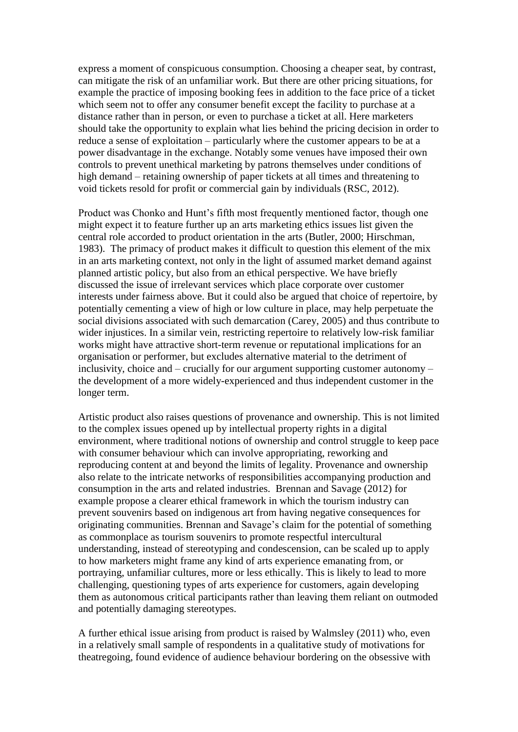express a moment of conspicuous consumption. Choosing a cheaper seat, by contrast, can mitigate the risk of an unfamiliar work. But there are other pricing situations, for example the practice of imposing booking fees in addition to the face price of a ticket which seem not to offer any consumer benefit except the facility to purchase at a distance rather than in person, or even to purchase a ticket at all. Here marketers should take the opportunity to explain what lies behind the pricing decision in order to reduce a sense of exploitation – particularly where the customer appears to be at a power disadvantage in the exchange. Notably some venues have imposed their own controls to prevent unethical marketing by patrons themselves under conditions of high demand – retaining ownership of paper tickets at all times and threatening to void tickets resold for profit or commercial gain by individuals (RSC, 2012).

Product was Chonko and Hunt's fifth most frequently mentioned factor, though one might expect it to feature further up an arts marketing ethics issues list given the central role accorded to product orientation in the arts (Butler, 2000; Hirschman, 1983). The primacy of product makes it difficult to question this element of the mix in an arts marketing context, not only in the light of assumed market demand against planned artistic policy, but also from an ethical perspective. We have briefly discussed the issue of irrelevant services which place corporate over customer interests under fairness above. But it could also be argued that choice of repertoire, by potentially cementing a view of high or low culture in place, may help perpetuate the social divisions associated with such demarcation (Carey, 2005) and thus contribute to wider injustices. In a similar vein, restricting repertoire to relatively low-risk familiar works might have attractive short-term revenue or reputational implications for an organisation or performer, but excludes alternative material to the detriment of inclusivity, choice and – crucially for our argument supporting customer autonomy – the development of a more widely-experienced and thus independent customer in the longer term.

Artistic product also raises questions of provenance and ownership. This is not limited to the complex issues opened up by intellectual property rights in a digital environment, where traditional notions of ownership and control struggle to keep pace with consumer behaviour which can involve appropriating, reworking and reproducing content at and beyond the limits of legality. Provenance and ownership also relate to the intricate networks of responsibilities accompanying production and consumption in the arts and related industries. Brennan and Savage (2012) for example propose a clearer ethical framework in which the tourism industry can prevent souvenirs based on indigenous art from having negative consequences for originating communities. Brennan and Savage's claim for the potential of something as commonplace as tourism souvenirs to promote respectful intercultural understanding, instead of stereotyping and condescension, can be scaled up to apply to how marketers might frame any kind of arts experience emanating from, or portraying, unfamiliar cultures, more or less ethically. This is likely to lead to more challenging, questioning types of arts experience for customers, again developing them as autonomous critical participants rather than leaving them reliant on outmoded and potentially damaging stereotypes.

A further ethical issue arising from product is raised by Walmsley (2011) who, even in a relatively small sample of respondents in a qualitative study of motivations for theatregoing, found evidence of audience behaviour bordering on the obsessive with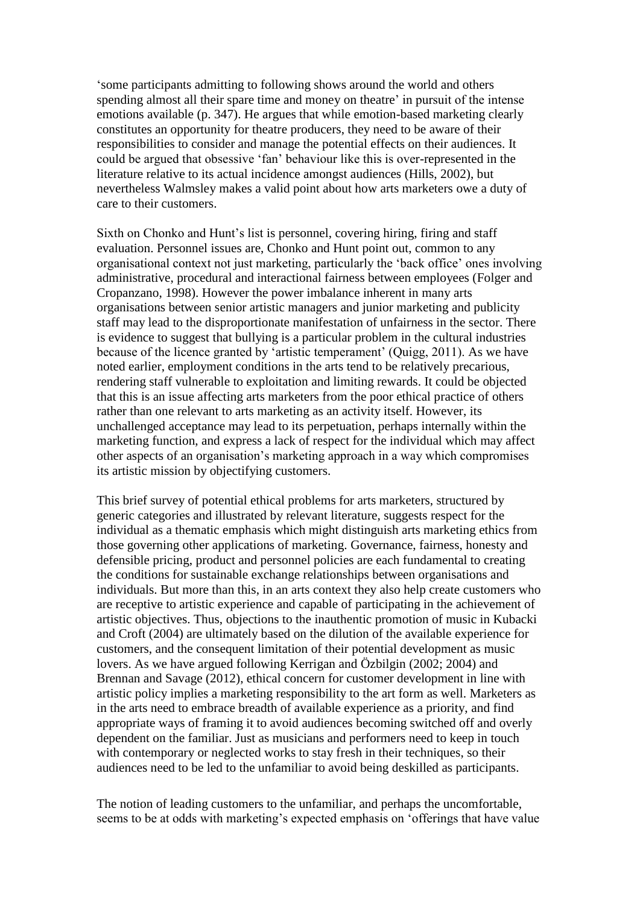'some participants admitting to following shows around the world and others spending almost all their spare time and money on theatre' in pursuit of the intense emotions available (p. 347). He argues that while emotion-based marketing clearly constitutes an opportunity for theatre producers, they need to be aware of their responsibilities to consider and manage the potential effects on their audiences. It could be argued that obsessive 'fan' behaviour like this is over-represented in the literature relative to its actual incidence amongst audiences (Hills, 2002), but nevertheless Walmsley makes a valid point about how arts marketers owe a duty of care to their customers.

Sixth on Chonko and Hunt's list is personnel, covering hiring, firing and staff evaluation. Personnel issues are, Chonko and Hunt point out, common to any organisational context not just marketing, particularly the 'back office' ones involving administrative, procedural and interactional fairness between employees (Folger and Cropanzano, 1998). However the power imbalance inherent in many arts organisations between senior artistic managers and junior marketing and publicity staff may lead to the disproportionate manifestation of unfairness in the sector. There is evidence to suggest that bullying is a particular problem in the cultural industries because of the licence granted by 'artistic temperament' (Quigg, 2011). As we have noted earlier, employment conditions in the arts tend to be relatively precarious, rendering staff vulnerable to exploitation and limiting rewards. It could be objected that this is an issue affecting arts marketers from the poor ethical practice of others rather than one relevant to arts marketing as an activity itself. However, its unchallenged acceptance may lead to its perpetuation, perhaps internally within the marketing function, and express a lack of respect for the individual which may affect other aspects of an organisation's marketing approach in a way which compromises its artistic mission by objectifying customers.

This brief survey of potential ethical problems for arts marketers, structured by generic categories and illustrated by relevant literature, suggests respect for the individual as a thematic emphasis which might distinguish arts marketing ethics from those governing other applications of marketing. Governance, fairness, honesty and defensible pricing, product and personnel policies are each fundamental to creating the conditions for sustainable exchange relationships between organisations and individuals. But more than this, in an arts context they also help create customers who are receptive to artistic experience and capable of participating in the achievement of artistic objectives. Thus, objections to the inauthentic promotion of music in Kubacki and Croft (2004) are ultimately based on the dilution of the available experience for customers, and the consequent limitation of their potential development as music lovers. As we have argued following Kerrigan and Özbilgin (2002; 2004) and Brennan and Savage (2012), ethical concern for customer development in line with artistic policy implies a marketing responsibility to the art form as well. Marketers as in the arts need to embrace breadth of available experience as a priority, and find appropriate ways of framing it to avoid audiences becoming switched off and overly dependent on the familiar. Just as musicians and performers need to keep in touch with contemporary or neglected works to stay fresh in their techniques, so their audiences need to be led to the unfamiliar to avoid being deskilled as participants.

The notion of leading customers to the unfamiliar, and perhaps the uncomfortable, seems to be at odds with marketing's expected emphasis on 'offerings that have value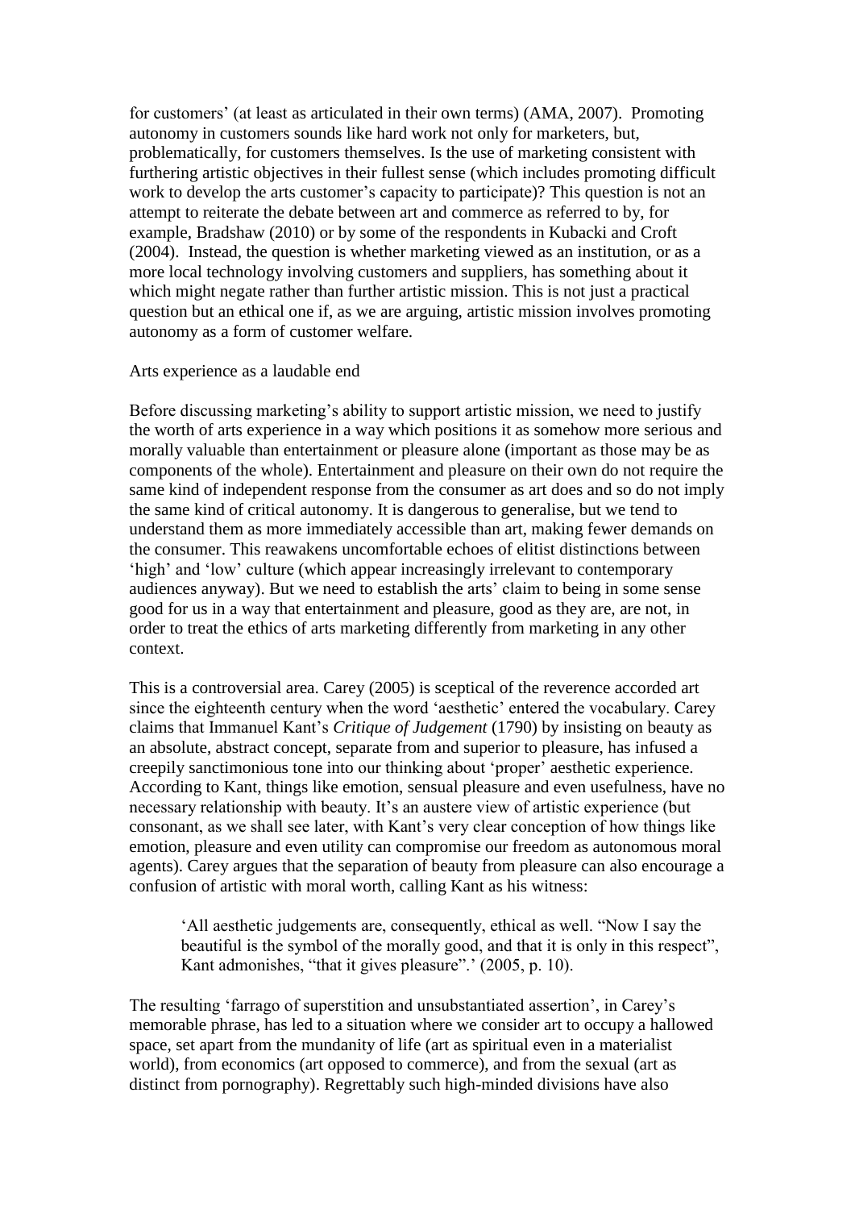for customers' (at least as articulated in their own terms) (AMA, 2007). Promoting autonomy in customers sounds like hard work not only for marketers, but, problematically, for customers themselves. Is the use of marketing consistent with furthering artistic objectives in their fullest sense (which includes promoting difficult work to develop the arts customer's capacity to participate)? This question is not an attempt to reiterate the debate between art and commerce as referred to by, for example, Bradshaw (2010) or by some of the respondents in Kubacki and Croft (2004). Instead, the question is whether marketing viewed as an institution, or as a more local technology involving customers and suppliers, has something about it which might negate rather than further artistic mission. This is not just a practical question but an ethical one if, as we are arguing, artistic mission involves promoting autonomy as a form of customer welfare.

## Arts experience as a laudable end

Before discussing marketing's ability to support artistic mission, we need to justify the worth of arts experience in a way which positions it as somehow more serious and morally valuable than entertainment or pleasure alone (important as those may be as components of the whole). Entertainment and pleasure on their own do not require the same kind of independent response from the consumer as art does and so do not imply the same kind of critical autonomy. It is dangerous to generalise, but we tend to understand them as more immediately accessible than art, making fewer demands on the consumer. This reawakens uncomfortable echoes of elitist distinctions between 'high' and 'low' culture (which appear increasingly irrelevant to contemporary audiences anyway). But we need to establish the arts' claim to being in some sense good for us in a way that entertainment and pleasure, good as they are, are not, in order to treat the ethics of arts marketing differently from marketing in any other context.

This is a controversial area. Carey (2005) is sceptical of the reverence accorded art since the eighteenth century when the word 'aesthetic' entered the vocabulary. Carey claims that Immanuel Kant's *Critique of Judgement* (1790) by insisting on beauty as an absolute, abstract concept, separate from and superior to pleasure, has infused a creepily sanctimonious tone into our thinking about 'proper' aesthetic experience. According to Kant, things like emotion, sensual pleasure and even usefulness, have no necessary relationship with beauty. It's an austere view of artistic experience (but consonant, as we shall see later, with Kant's very clear conception of how things like emotion, pleasure and even utility can compromise our freedom as autonomous moral agents). Carey argues that the separation of beauty from pleasure can also encourage a confusion of artistic with moral worth, calling Kant as his witness:

> 'All aesthetic judgements are, consequently, ethical as well. "Now I say the beautiful is the symbol of the morally good, and that it is only in this respect", Kant admonishes, "that it gives pleasure".' (2005, p. 10).

The resulting 'farrago of superstition and unsubstantiated assertion', in Carey's memorable phrase, has led to a situation where we consider art to occupy a hallowed space, set apart from the mundanity of life (art as spiritual even in a materialist world), from economics (art opposed to commerce), and from the sexual (art as distinct from pornography). Regrettably such high-minded divisions have also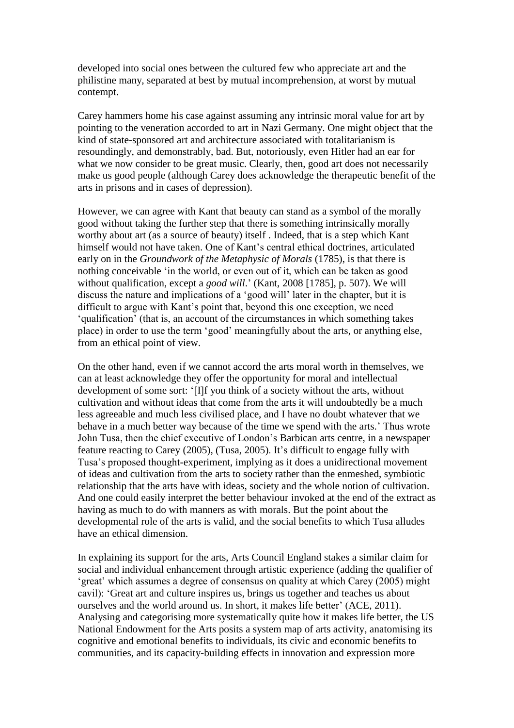developed into social ones between the cultured few who appreciate art and the philistine many, separated at best by mutual incomprehension, at worst by mutual contempt.

Carey hammers home his case against assuming any intrinsic moral value for art by pointing to the veneration accorded to art in Nazi Germany. One might object that the kind of state-sponsored art and architecture associated with totalitarianism is resoundingly, and demonstrably, bad. But, notoriously, even Hitler had an ear for what we now consider to be great music. Clearly, then, good art does not necessarily make us good people (although Carey does acknowledge the therapeutic benefit of the arts in prisons and in cases of depression).

However, we can agree with Kant that beauty can stand as a symbol of the morally good without taking the further step that there is something intrinsically morally worthy about art (as a source of beauty) itself . Indeed, that is a step which Kant himself would not have taken. One of Kant's central ethical doctrines, articulated early on in the *Groundwork of the Metaphysic of Morals* (1785), is that there is nothing conceivable 'in the world, or even out of it, which can be taken as good without qualification, except a *good will*.' (Kant, 2008 [1785], p. 507). We will discuss the nature and implications of a 'good will' later in the chapter, but it is difficult to argue with Kant's point that, beyond this one exception, we need 'qualification' (that is, an account of the circumstances in which something takes place) in order to use the term 'good' meaningfully about the arts, or anything else, from an ethical point of view.

On the other hand, even if we cannot accord the arts moral worth in themselves, we can at least acknowledge they offer the opportunity for moral and intellectual development of some sort: '[I]f you think of a society without the arts, without cultivation and without ideas that come from the arts it will undoubtedly be a much less agreeable and much less civilised place, and I have no doubt whatever that we behave in a much better way because of the time we spend with the arts.' Thus wrote John Tusa, then the chief executive of London's Barbican arts centre, in a newspaper feature reacting to Carey (2005), (Tusa, 2005). It's difficult to engage fully with Tusa's proposed thought-experiment, implying as it does a unidirectional movement of ideas and cultivation from the arts to society rather than the enmeshed, symbiotic relationship that the arts have with ideas, society and the whole notion of cultivation. And one could easily interpret the better behaviour invoked at the end of the extract as having as much to do with manners as with morals. But the point about the developmental role of the arts is valid, and the social benefits to which Tusa alludes have an ethical dimension.

In explaining its support for the arts, Arts Council England stakes a similar claim for social and individual enhancement through artistic experience (adding the qualifier of 'great' which assumes a degree of consensus on quality at which Carey (2005) might cavil): 'Great art and culture inspires us, brings us together and teaches us about ourselves and the world around us. In short, it makes life better' (ACE, 2011). Analysing and categorising more systematically quite how it makes life better, the US National Endowment for the Arts posits a system map of arts activity, anatomising its cognitive and emotional benefits to individuals, its civic and economic benefits to communities, and its capacity-building effects in innovation and expression more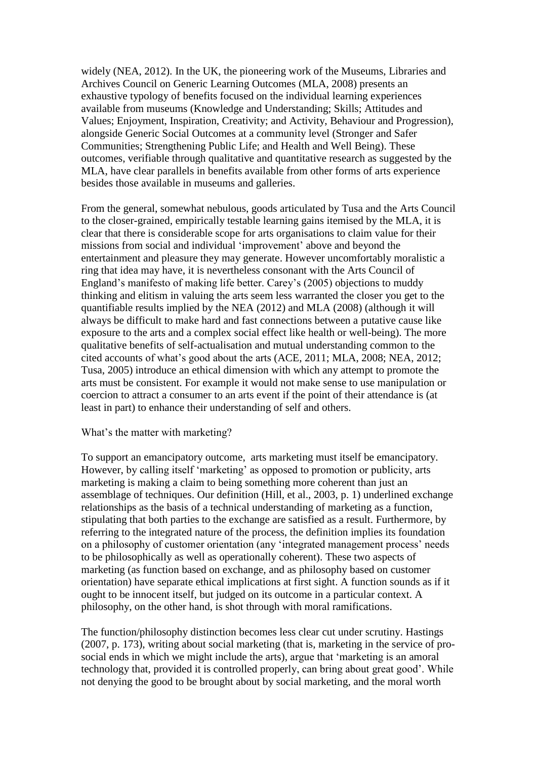widely (NEA, 2012). In the UK, the pioneering work of the Museums, Libraries and Archives Council on Generic Learning Outcomes (MLA, 2008) presents an exhaustive typology of benefits focused on the individual learning experiences available from museums (Knowledge and Understanding; Skills; Attitudes and Values; Enjoyment, Inspiration, Creativity; and Activity, Behaviour and Progression), alongside Generic Social Outcomes at a community level (Stronger and Safer Communities; Strengthening Public Life; and Health and Well Being). These outcomes, verifiable through qualitative and quantitative research as suggested by the MLA, have clear parallels in benefits available from other forms of arts experience besides those available in museums and galleries.

From the general, somewhat nebulous, goods articulated by Tusa and the Arts Council to the closer-grained, empirically testable learning gains itemised by the MLA, it is clear that there is considerable scope for arts organisations to claim value for their missions from social and individual 'improvement' above and beyond the entertainment and pleasure they may generate. However uncomfortably moralistic a ring that idea may have, it is nevertheless consonant with the Arts Council of England's manifesto of making life better. Carey's (2005) objections to muddy thinking and elitism in valuing the arts seem less warranted the closer you get to the quantifiable results implied by the NEA (2012) and MLA (2008) (although it will always be difficult to make hard and fast connections between a putative cause like exposure to the arts and a complex social effect like health or well-being). The more qualitative benefits of self-actualisation and mutual understanding common to the cited accounts of what's good about the arts (ACE, 2011; MLA, 2008; NEA, 2012; Tusa, 2005) introduce an ethical dimension with which any attempt to promote the arts must be consistent. For example it would not make sense to use manipulation or coercion to attract a consumer to an arts event if the point of their attendance is (at least in part) to enhance their understanding of self and others.

## What's the matter with marketing?

To support an emancipatory outcome, arts marketing must itself be emancipatory. However, by calling itself 'marketing' as opposed to promotion or publicity, arts marketing is making a claim to being something more coherent than just an assemblage of techniques. Our definition (Hill, et al., 2003, p. 1) underlined exchange relationships as the basis of a technical understanding of marketing as a function, stipulating that both parties to the exchange are satisfied as a result. Furthermore, by referring to the integrated nature of the process, the definition implies its foundation on a philosophy of customer orientation (any 'integrated management process' needs to be philosophically as well as operationally coherent). These two aspects of marketing (as function based on exchange, and as philosophy based on customer orientation) have separate ethical implications at first sight. A function sounds as if it ought to be innocent itself, but judged on its outcome in a particular context. A philosophy, on the other hand, is shot through with moral ramifications.

The function/philosophy distinction becomes less clear cut under scrutiny. Hastings (2007, p. 173), writing about social marketing (that is, marketing in the service of pro-social ends in which we might include the arts), argue that 'marketing is an amoral technology that, provided it is controlled properly, can bring about great good'. While not denying the good to be brought about by social marketing, and the moral worth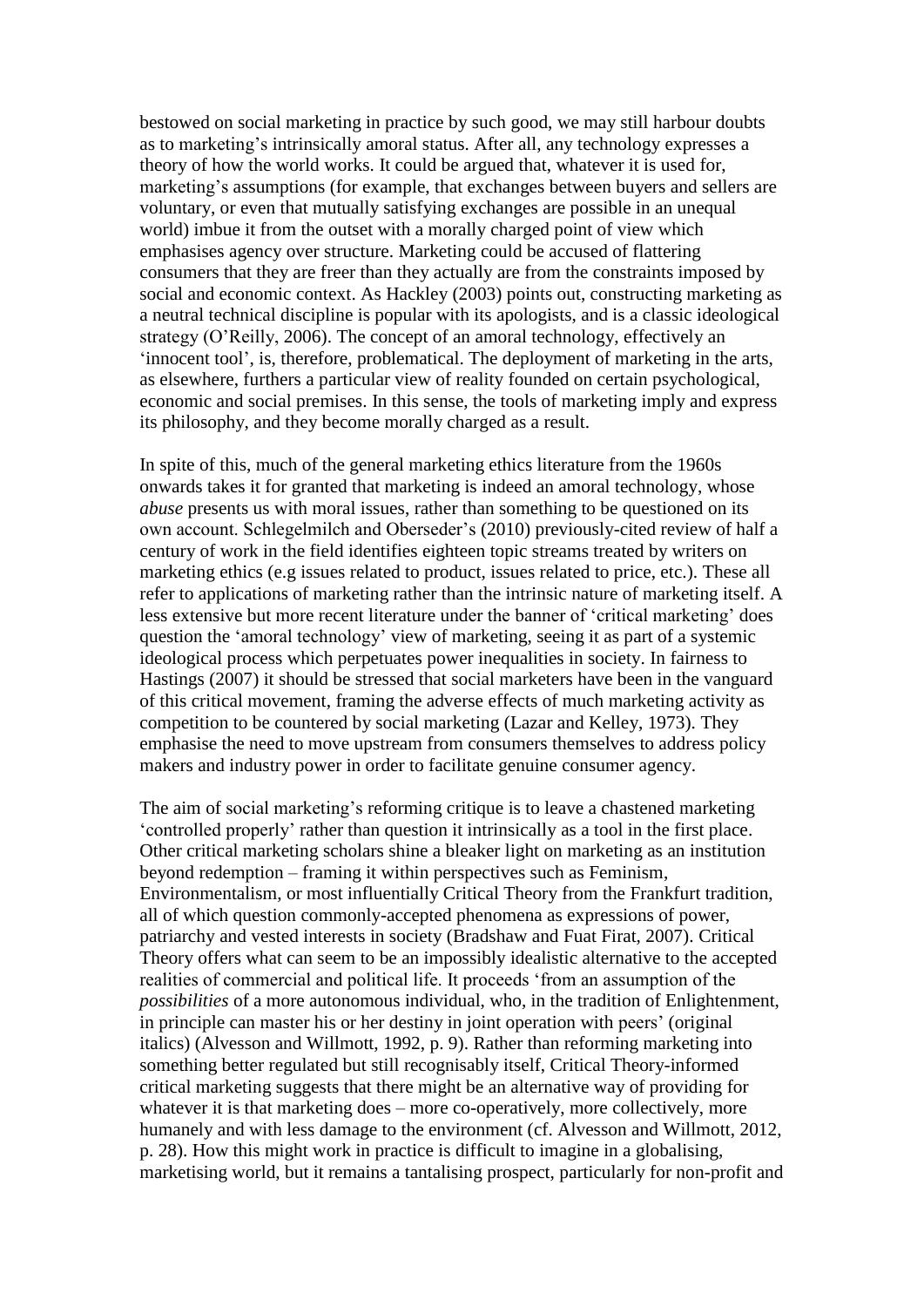bestowed on social marketing in practice by such good, we may still harbour doubts as to marketing's intrinsically amoral status. After all, any technology expresses a theory of how the world works. It could be argued that, whatever it is used for, marketing's assumptions (for example, that exchanges between buyers and sellers are voluntary, or even that mutually satisfying exchanges are possible in an unequal world) imbue it from the outset with a morally charged point of view which emphasises agency over structure. Marketing could be accused of flattering consumers that they are freer than they actually are from the constraints imposed by social and economic context. As Hackley (2003) points out, constructing marketing as a neutral technical discipline is popular with its apologists, and is a classic ideological strategy (O'Reilly, 2006). The concept of an amoral technology, effectively an 'innocent tool', is, therefore, problematical. The deployment of marketing in the arts, as elsewhere, furthers a particular view of reality founded on certain psychological, economic and social premises. In this sense, the tools of marketing imply and express its philosophy, and they become morally charged as a result.

In spite of this, much of the general marketing ethics literature from the 1960s onwards takes it for granted that marketing is indeed an amoral technology, whose *abuse* presents us with moral issues, rather than something to be questioned on its own account. Schlegelmilch and Oberseder's (2010) previously-cited review of half a century of work in the field identifies eighteen topic streams treated by writers on marketing ethics (e.g issues related to product, issues related to price, etc.). These all refer to applications of marketing rather than the intrinsic nature of marketing itself. A less extensive but more recent literature under the banner of 'critical marketing' does question the 'amoral technology' view of marketing, seeing it as part of a systemic ideological process which perpetuates power inequalities in society. In fairness to Hastings (2007) it should be stressed that social marketers have been in the vanguard of this critical movement, framing the adverse effects of much marketing activity as competition to be countered by social marketing (Lazar and Kelley, 1973). They emphasise the need to move upstream from consumers themselves to address policy makers and industry power in order to facilitate genuine consumer agency.

The aim of social marketing's reforming critique is to leave a chastened marketing 'controlled properly' rather than question it intrinsically as a tool in the first place. Other critical marketing scholars shine a bleaker light on marketing as an institution beyond redemption – framing it within perspectives such as Feminism, Environmentalism, or most influentially Critical Theory from the Frankfurt tradition, all of which question commonly-accepted phenomena as expressions of power, patriarchy and vested interests in society (Bradshaw and Fuat Firat, 2007). Critical Theory offers what can seem to be an impossibly idealistic alternative to the accepted realities of commercial and political life. It proceeds 'from an assumption of the *possibilities* of a more autonomous individual, who, in the tradition of Enlightenment, in principle can master his or her destiny in joint operation with peers' (original italics) (Alvesson and Willmott, 1992, p. 9). Rather than reforming marketing into something better regulated but still recognisably itself, Critical Theory-informed critical marketing suggests that there might be an alternative way of providing for whatever it is that marketing does – more co-operatively, more collectively, more humanely and with less damage to the environment (cf. Alvesson and Willmott, 2012, p. 28). How this might work in practice is difficult to imagine in a globalising, marketising world, but it remains a tantalising prospect, particularly for non-profit and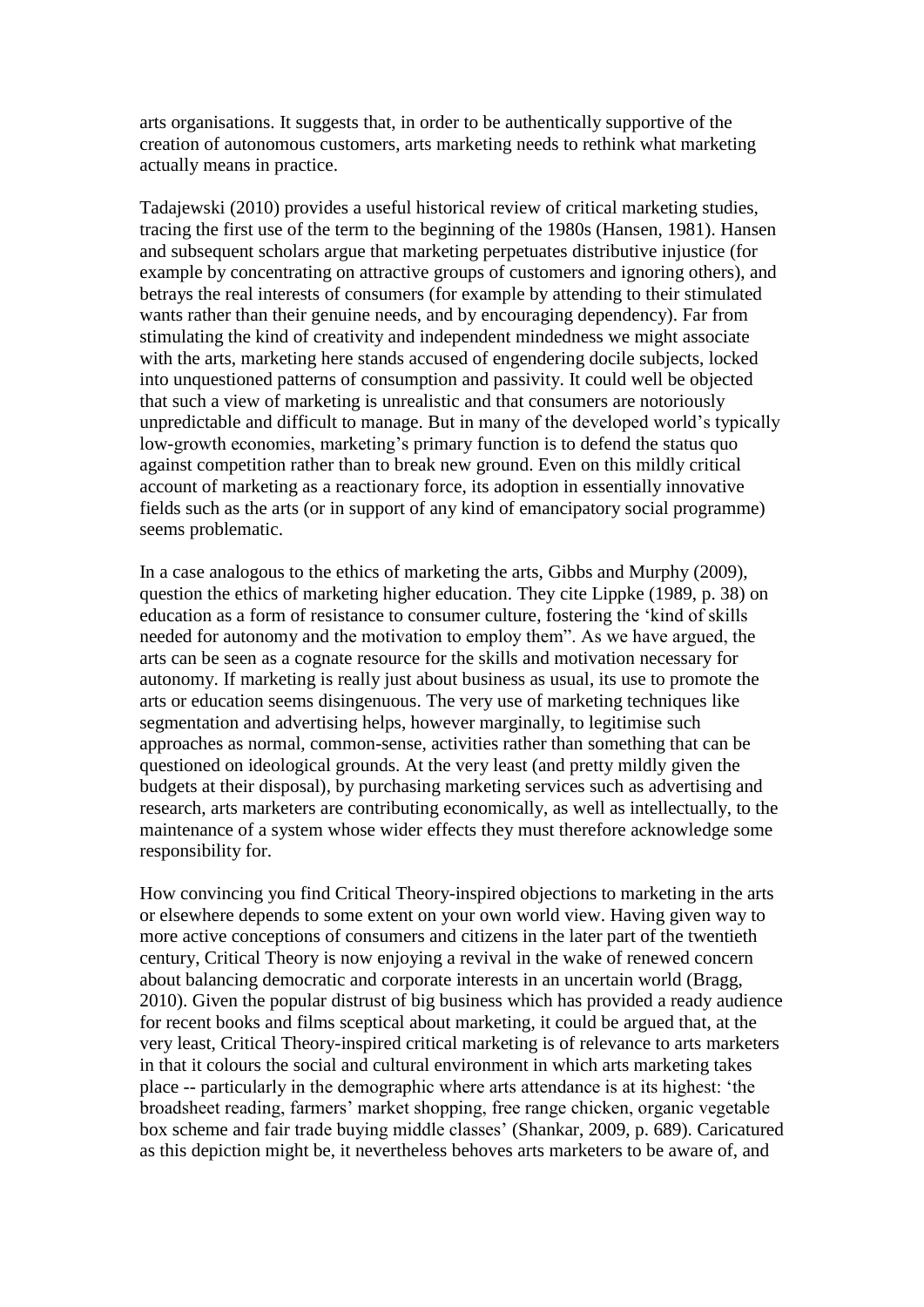arts organisations. It suggests that, in order to be authentically supportive of the creation of autonomous customers, arts marketing needs to rethink what marketing actually means in practice.

Tadajewski (2010) provides a useful historical review of critical marketing studies, tracing the first use of the term to the beginning of the 1980s (Hansen, 1981). Hansen and subsequent scholars argue that marketing perpetuates distributive injustice (for example by concentrating on attractive groups of customers and ignoring others), and betrays the real interests of consumers (for example by attending to their stimulated wants rather than their genuine needs, and by encouraging dependency). Far from stimulating the kind of creativity and independent mindedness we might associate with the arts, marketing here stands accused of engendering docile subjects, locked into unquestioned patterns of consumption and passivity. It could well be objected that such a view of marketing is unrealistic and that consumers are notoriously unpredictable and difficult to manage. But in many of the developed world's typically low-growth economies, marketing's primary function is to defend the status quo against competition rather than to break new ground. Even on this mildly critical account of marketing as a reactionary force, its adoption in essentially innovative fields such as the arts (or in support of any kind of emancipatory social programme) seems problematic.

In a case analogous to the ethics of marketing the arts, Gibbs and Murphy (2009), question the ethics of marketing higher education. They cite Lippke (1989, p. 38) on education as a form of resistance to consumer culture, fostering the 'kind of skills needed for autonomy and the motivation to employ them". As we have argued, the arts can be seen as a cognate resource for the skills and motivation necessary for autonomy. If marketing is really just about business as usual, its use to promote the arts or education seems disingenuous. The very use of marketing techniques like segmentation and advertising helps, however marginally, to legitimise such approaches as normal, common-sense, activities rather than something that can be questioned on ideological grounds. At the very least (and pretty mildly given the budgets at their disposal), by purchasing marketing services such as advertising and research, arts marketers are contributing economically, as well as intellectually, to the maintenance of a system whose wider effects they must therefore acknowledge some responsibility for.

How convincing you find Critical Theory-inspired objections to marketing in the arts or elsewhere depends to some extent on your own world view. Having given way to more active conceptions of consumers and citizens in the later part of the twentieth century, Critical Theory is now enjoying a revival in the wake of renewed concern about balancing democratic and corporate interests in an uncertain world (Bragg, 2010). Given the popular distrust of big business which has provided a ready audience for recent books and films sceptical about marketing, it could be argued that, at the very least, Critical Theory-inspired critical marketing is of relevance to arts marketers in that it colours the social and cultural environment in which arts marketing takes place -- particularly in the demographic where arts attendance is at its highest: 'the broadsheet reading, farmers' market shopping, free range chicken, organic vegetable box scheme and fair trade buying middle classes' (Shankar, 2009, p. 689). Caricatured as this depiction might be, it nevertheless behoves arts marketers to be aware of, and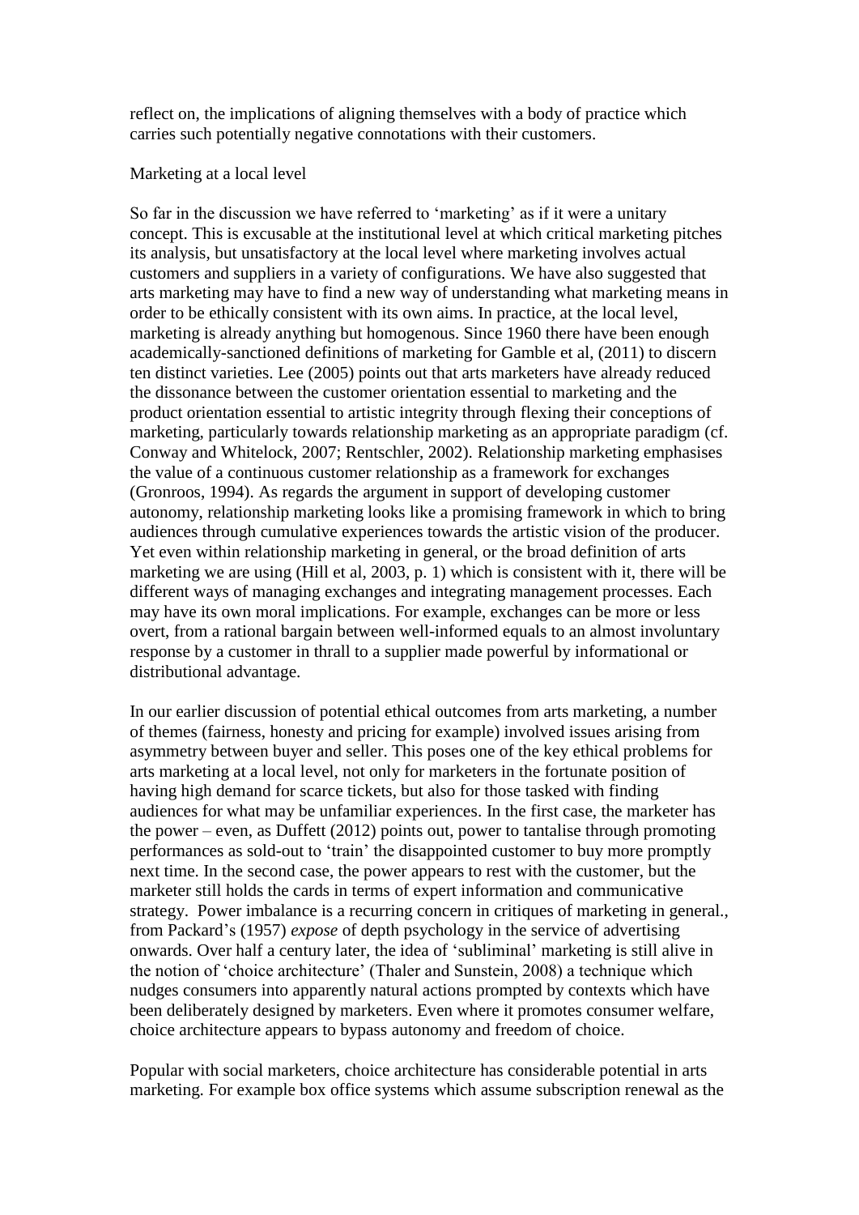reflect on, the implications of aligning themselves with a body of practice which carries such potentially negative connotations with their customers.

## Marketing at a local level

So far in the discussion we have referred to 'marketing' as if it were a unitary concept. This is excusable at the institutional level at which critical marketing pitches its analysis, but unsatisfactory at the local level where marketing involves actual customers and suppliers in a variety of configurations. We have also suggested that arts marketing may have to find a new way of understanding what marketing means in order to be ethically consistent with its own aims. In practice, at the local level, marketing is already anything but homogenous. Since 1960 there have been enough academically-sanctioned definitions of marketing for Gamble et al, (2011) to discern ten distinct varieties. Lee (2005) points out that arts marketers have already reduced the dissonance between the customer orientation essential to marketing and the product orientation essential to artistic integrity through flexing their conceptions of marketing, particularly towards relationship marketing as an appropriate paradigm (cf. Conway and Whitelock, 2007; Rentschler, 2002). Relationship marketing emphasises the value of a continuous customer relationship as a framework for exchanges (Gronroos, 1994). As regards the argument in support of developing customer autonomy, relationship marketing looks like a promising framework in which to bring audiences through cumulative experiences towards the artistic vision of the producer. Yet even within relationship marketing in general, or the broad definition of arts marketing we are using (Hill et al, 2003, p. 1) which is consistent with it, there will be different ways of managing exchanges and integrating management processes. Each may have its own moral implications. For example, exchanges can be more or less overt, from a rational bargain between well-informed equals to an almost involuntary response by a customer in thrall to a supplier made powerful by informational or distributional advantage.

In our earlier discussion of potential ethical outcomes from arts marketing, a number of themes (fairness, honesty and pricing for example) involved issues arising from asymmetry between buyer and seller. This poses one of the key ethical problems for arts marketing at a local level, not only for marketers in the fortunate position of having high demand for scarce tickets, but also for those tasked with finding audiences for what may be unfamiliar experiences. In the first case, the marketer has the power – even, as Duffett (2012) points out, power to tantalise through promoting performances as sold-out to 'train' the disappointed customer to buy more promptly next time. In the second case, the power appears to rest with the customer, but the marketer still holds the cards in terms of expert information and communicative strategy. Power imbalance is a recurring concern in critiques of marketing in general., from Packard's (1957) *expose* of depth psychology in the service of advertising onwards. Over half a century later, the idea of 'subliminal' marketing is still alive in the notion of 'choice architecture' (Thaler and Sunstein, 2008) a technique which nudges consumers into apparently natural actions prompted by contexts which have been deliberately designed by marketers. Even where it promotes consumer welfare, choice architecture appears to bypass autonomy and freedom of choice.

Popular with social marketers, choice architecture has considerable potential in arts marketing. For example box office systems which assume subscription renewal as the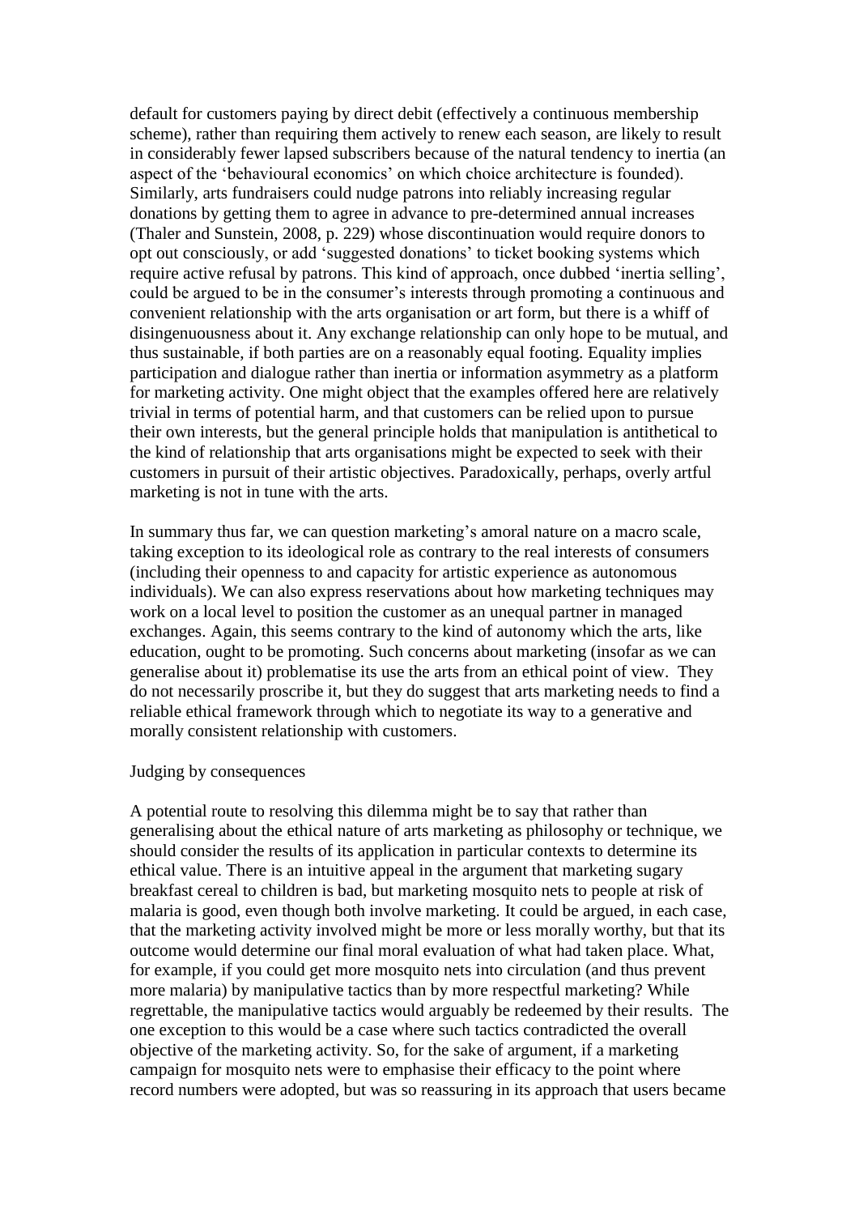default for customers paying by direct debit (effectively a continuous membership scheme), rather than requiring them actively to renew each season, are likely to result in considerably fewer lapsed subscribers because of the natural tendency to inertia (an aspect of the 'behavioural economics' on which choice architecture is founded). Similarly, arts fundraisers could nudge patrons into reliably increasing regular donations by getting them to agree in advance to pre-determined annual increases (Thaler and Sunstein, 2008, p. 229) whose discontinuation would require donors to opt out consciously, or add 'suggested donations' to ticket booking systems which require active refusal by patrons. This kind of approach, once dubbed 'inertia selling', could be argued to be in the consumer's interests through promoting a continuous and convenient relationship with the arts organisation or art form, but there is a whiff of disingenuousness about it. Any exchange relationship can only hope to be mutual, and thus sustainable, if both parties are on a reasonably equal footing. Equality implies participation and dialogue rather than inertia or information asymmetry as a platform for marketing activity. One might object that the examples offered here are relatively trivial in terms of potential harm, and that customers can be relied upon to pursue their own interests, but the general principle holds that manipulation is antithetical to the kind of relationship that arts organisations might be expected to seek with their customers in pursuit of their artistic objectives. Paradoxically, perhaps, overly artful marketing is not in tune with the arts.

In summary thus far, we can question marketing's amoral nature on a macro scale, taking exception to its ideological role as contrary to the real interests of consumers (including their openness to and capacity for artistic experience as autonomous individuals). We can also express reservations about how marketing techniques may work on a local level to position the customer as an unequal partner in managed exchanges. Again, this seems contrary to the kind of autonomy which the arts, like education, ought to be promoting. Such concerns about marketing (insofar as we can generalise about it) problematise its use the arts from an ethical point of view. They do not necessarily proscribe it, but they do suggest that arts marketing needs to find a reliable ethical framework through which to negotiate its way to a generative and morally consistent relationship with customers.

## Judging by consequences

A potential route to resolving this dilemma might be to say that rather than generalising about the ethical nature of arts marketing as philosophy or technique, we should consider the results of its application in particular contexts to determine its ethical value. There is an intuitive appeal in the argument that marketing sugary breakfast cereal to children is bad, but marketing mosquito nets to people at risk of malaria is good, even though both involve marketing. It could be argued, in each case, that the marketing activity involved might be more or less morally worthy, but that its outcome would determine our final moral evaluation of what had taken place. What, for example, if you could get more mosquito nets into circulation (and thus prevent more malaria) by manipulative tactics than by more respectful marketing? While regrettable, the manipulative tactics would arguably be redeemed by their results. The one exception to this would be a case where such tactics contradicted the overall objective of the marketing activity. So, for the sake of argument, if a marketing campaign for mosquito nets were to emphasise their efficacy to the point where record numbers were adopted, but was so reassuring in its approach that users became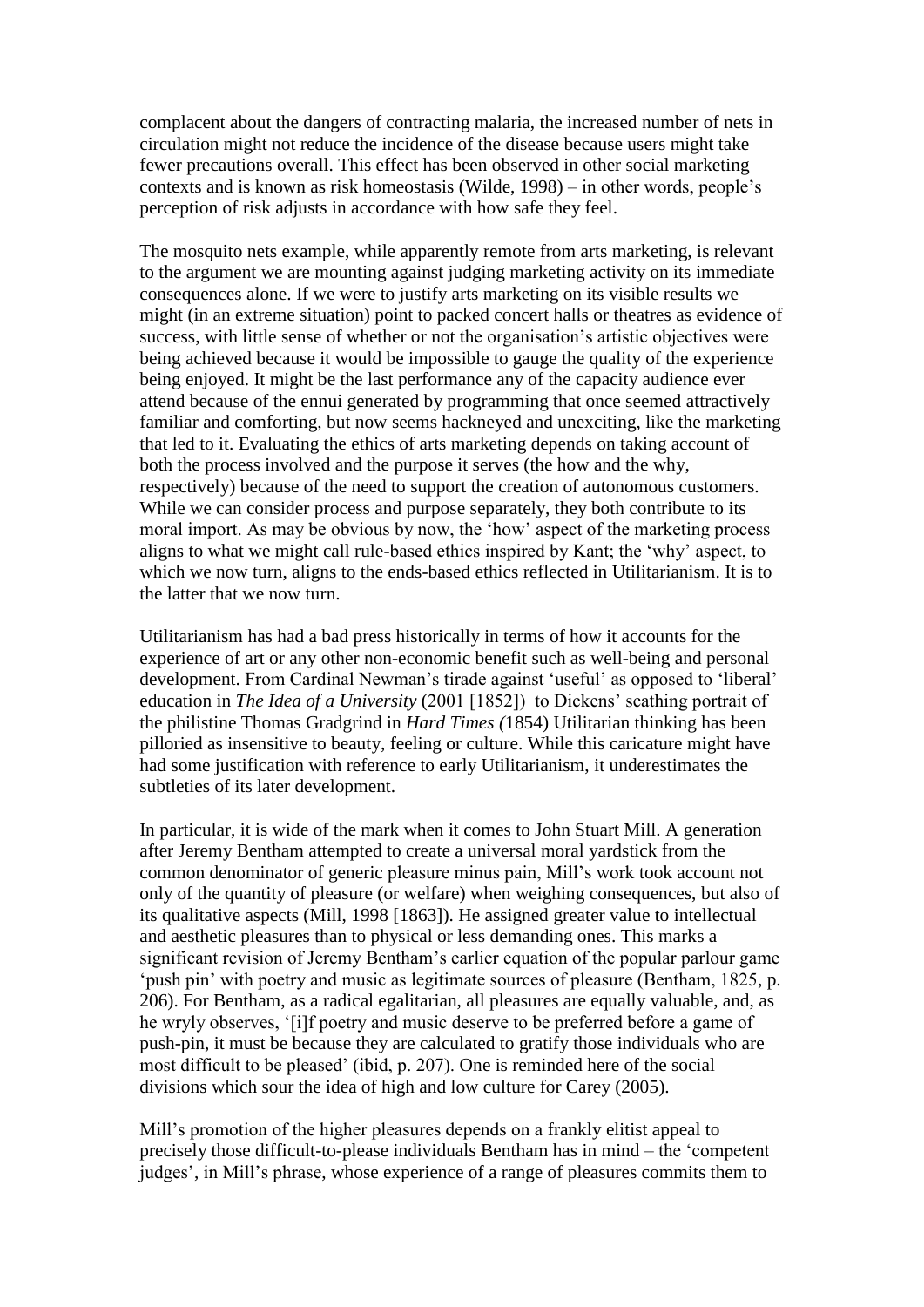complacent about the dangers of contracting malaria, the increased number of nets in circulation might not reduce the incidence of the disease because users might take fewer precautions overall. This effect has been observed in other social marketing contexts and is known as risk homeostasis (Wilde, 1998) – in other words, people's perception of risk adjusts in accordance with how safe they feel.

The mosquito nets example, while apparently remote from arts marketing, is relevant to the argument we are mounting against judging marketing activity on its immediate consequences alone. If we were to justify arts marketing on its visible results we might (in an extreme situation) point to packed concert halls or theatres as evidence of success, with little sense of whether or not the organisation's artistic objectives were being achieved because it would be impossible to gauge the quality of the experience being enjoyed. It might be the last performance any of the capacity audience ever attend because of the ennui generated by programming that once seemed attractively familiar and comforting, but now seems hackneyed and unexciting, like the marketing that led to it. Evaluating the ethics of arts marketing depends on taking account of both the process involved and the purpose it serves (the how and the why, respectively) because of the need to support the creation of autonomous customers. While we can consider process and purpose separately, they both contribute to its moral import. As may be obvious by now, the 'how' aspect of the marketing process aligns to what we might call rule-based ethics inspired by Kant; the 'why' aspect, to which we now turn, aligns to the ends-based ethics reflected in Utilitarianism. It is to the latter that we now turn.

Utilitarianism has had a bad press historically in terms of how it accounts for the experience of art or any other non-economic benefit such as well-being and personal development. From Cardinal Newman's tirade against 'useful' as opposed to 'liberal' education in *The Idea of a University* (2001 [1852]) to Dickens' scathing portrait of the philistine Thomas Gradgrind in *Hard Times (*1854) Utilitarian thinking has been pilloried as insensitive to beauty, feeling or culture. While this caricature might have had some justification with reference to early Utilitarianism, it underestimates the subtleties of its later development.

In particular, it is wide of the mark when it comes to John Stuart Mill. A generation after Jeremy Bentham attempted to create a universal moral yardstick from the common denominator of generic pleasure minus pain, Mill's work took account not only of the quantity of pleasure (or welfare) when weighing consequences, but also of its qualitative aspects (Mill, 1998 [1863]). He assigned greater value to intellectual and aesthetic pleasures than to physical or less demanding ones. This marks a significant revision of Jeremy Bentham's earlier equation of the popular parlour game 'push pin' with poetry and music as legitimate sources of pleasure (Bentham, 1825, p. 206). For Bentham, as a radical egalitarian, all pleasures are equally valuable, and, as he wryly observes, '[i]f poetry and music deserve to be preferred before a game of push-pin, it must be because they are calculated to gratify those individuals who are most difficult to be pleased' (ibid, p. 207). One is reminded here of the social divisions which sour the idea of high and low culture for Carey (2005).

Mill's promotion of the higher pleasures depends on a frankly elitist appeal to precisely those difficult-to-please individuals Bentham has in mind – the 'competent judges', in Mill's phrase, whose experience of a range of pleasures commits them to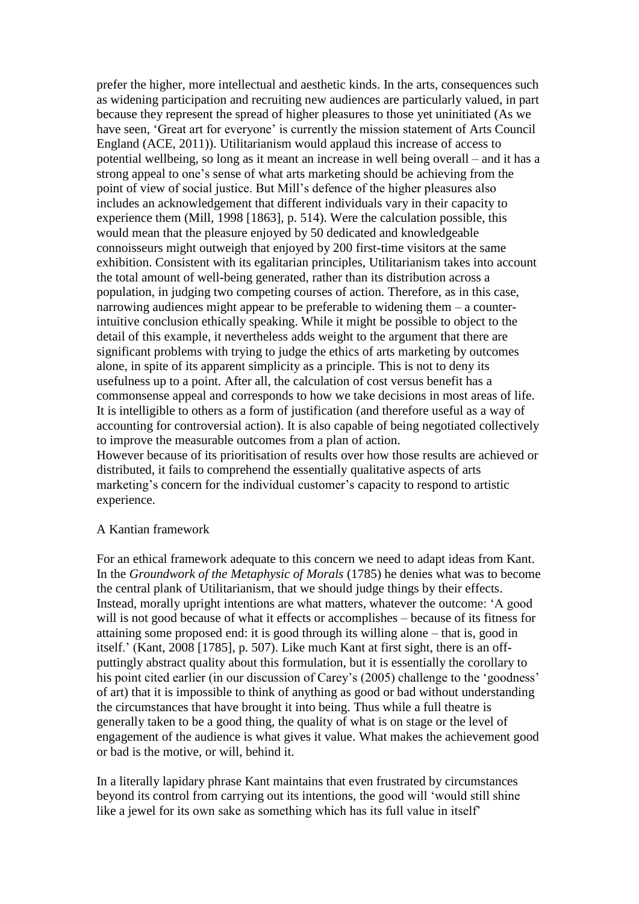prefer the higher, more intellectual and aesthetic kinds. In the arts, consequences such as widening participation and recruiting new audiences are particularly valued, in part because they represent the spread of higher pleasures to those yet uninitiated (As we have seen, 'Great art for everyone' is currently the mission statement of Arts Council England (ACE, 2011)). Utilitarianism would applaud this increase of access to potential wellbeing, so long as it meant an increase in well being overall – and it has a strong appeal to one's sense of what arts marketing should be achieving from the point of view of social justice. But Mill's defence of the higher pleasures also includes an acknowledgement that different individuals vary in their capacity to experience them (Mill, 1998 [1863], p. 514). Were the calculation possible, this would mean that the pleasure enjoyed by 50 dedicated and knowledgeable connoisseurs might outweigh that enjoyed by 200 first-time visitors at the same exhibition. Consistent with its egalitarian principles, Utilitarianism takes into account the total amount of well-being generated, rather than its distribution across a population, in judging two competing courses of action. Therefore, as in this case, narrowing audiences might appear to be preferable to widening them – a counter-intuitive conclusion ethically speaking. While it might be possible to object to the detail of this example, it nevertheless adds weight to the argument that there are significant problems with trying to judge the ethics of arts marketing by outcomes alone, in spite of its apparent simplicity as a principle. This is not to deny its usefulness up to a point. After all, the calculation of cost versus benefit has a commonsense appeal and corresponds to how we take decisions in most areas of life. It is intelligible to others as a form of justification (and therefore useful as a way of accounting for controversial action). It is also capable of being negotiated collectively to improve the measurable outcomes from a plan of action.

However because of its prioritisation of results over how those results are achieved or distributed, it fails to comprehend the essentially qualitative aspects of arts marketing's concern for the individual customer's capacity to respond to artistic experience.

## A Kantian framework

For an ethical framework adequate to this concern we need to adapt ideas from Kant. In the *Groundwork of the Metaphysic of Morals* (1785) he denies what was to become the central plank of Utilitarianism, that we should judge things by their effects. Instead, morally upright intentions are what matters, whatever the outcome: 'A good will is not good because of what it effects or accomplishes – because of its fitness for attaining some proposed end: it is good through its willing alone – that is, good in itself.' (Kant, 2008 [1785], p. 507). Like much Kant at first sight, there is an off-puttingly abstract quality about this formulation, but it is essentially the corollary to his point cited earlier (in our discussion of Carey's (2005) challenge to the 'goodness' of art) that it is impossible to think of anything as good or bad without understanding the circumstances that have brought it into being. Thus while a full theatre is generally taken to be a good thing, the quality of what is on stage or the level of engagement of the audience is what gives it value. What makes the achievement good or bad is the motive, or will, behind it.

In a literally lapidary phrase Kant maintains that even frustrated by circumstances beyond its control from carrying out its intentions, the good will 'would still shine like a jewel for its own sake as something which has its full value in itself'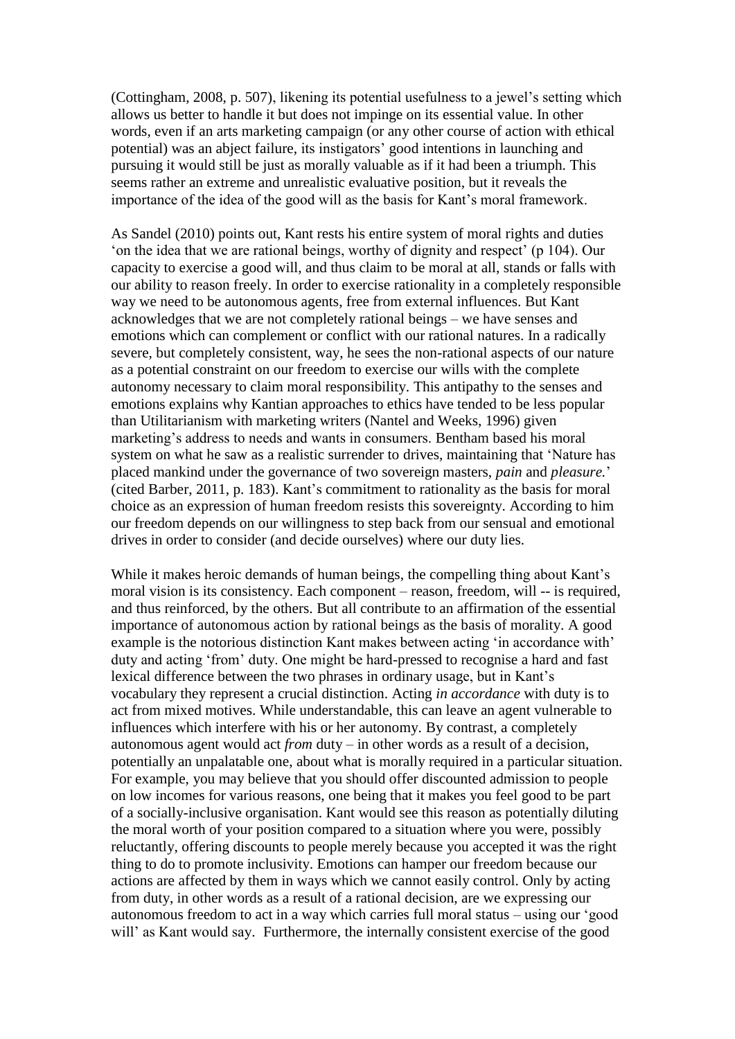(Cottingham, 2008, p. 507), likening its potential usefulness to a jewel's setting which allows us better to handle it but does not impinge on its essential value. In other words, even if an arts marketing campaign (or any other course of action with ethical potential) was an abject failure, its instigators' good intentions in launching and pursuing it would still be just as morally valuable as if it had been a triumph. This seems rather an extreme and unrealistic evaluative position, but it reveals the importance of the idea of the good will as the basis for Kant's moral framework.

As Sandel (2010) points out, Kant rests his entire system of moral rights and duties 'on the idea that we are rational beings, worthy of dignity and respect' (p 104). Our capacity to exercise a good will, and thus claim to be moral at all, stands or falls with our ability to reason freely. In order to exercise rationality in a completely responsible way we need to be autonomous agents, free from external influences. But Kant acknowledges that we are not completely rational beings – we have senses and emotions which can complement or conflict with our rational natures. In a radically severe, but completely consistent, way, he sees the non-rational aspects of our nature as a potential constraint on our freedom to exercise our wills with the complete autonomy necessary to claim moral responsibility. This antipathy to the senses and emotions explains why Kantian approaches to ethics have tended to be less popular than Utilitarianism with marketing writers (Nantel and Weeks, 1996) given marketing's address to needs and wants in consumers. Bentham based his moral system on what he saw as a realistic surrender to drives, maintaining that 'Nature has placed mankind under the governance of two sovereign masters, *pain* and *pleasure.*' (cited Barber, 2011, p. 183). Kant's commitment to rationality as the basis for moral choice as an expression of human freedom resists this sovereignty. According to him our freedom depends on our willingness to step back from our sensual and emotional drives in order to consider (and decide ourselves) where our duty lies.

While it makes heroic demands of human beings, the compelling thing about Kant's moral vision is its consistency. Each component – reason, freedom, will -- is required, and thus reinforced, by the others. But all contribute to an affirmation of the essential importance of autonomous action by rational beings as the basis of morality. A good example is the notorious distinction Kant makes between acting 'in accordance with' duty and acting 'from' duty. One might be hard-pressed to recognise a hard and fast lexical difference between the two phrases in ordinary usage, but in Kant's vocabulary they represent a crucial distinction. Acting *in accordance* with duty is to act from mixed motives. While understandable, this can leave an agent vulnerable to influences which interfere with his or her autonomy. By contrast, a completely autonomous agent would act *from* duty – in other words as a result of a decision, potentially an unpalatable one, about what is morally required in a particular situation. For example, you may believe that you should offer discounted admission to people on low incomes for various reasons, one being that it makes you feel good to be part of a socially-inclusive organisation. Kant would see this reason as potentially diluting the moral worth of your position compared to a situation where you were, possibly reluctantly, offering discounts to people merely because you accepted it was the right thing to do to promote inclusivity. Emotions can hamper our freedom because our actions are affected by them in ways which we cannot easily control. Only by acting from duty, in other words as a result of a rational decision, are we expressing our autonomous freedom to act in a way which carries full moral status – using our 'good will' as Kant would say. Furthermore, the internally consistent exercise of the good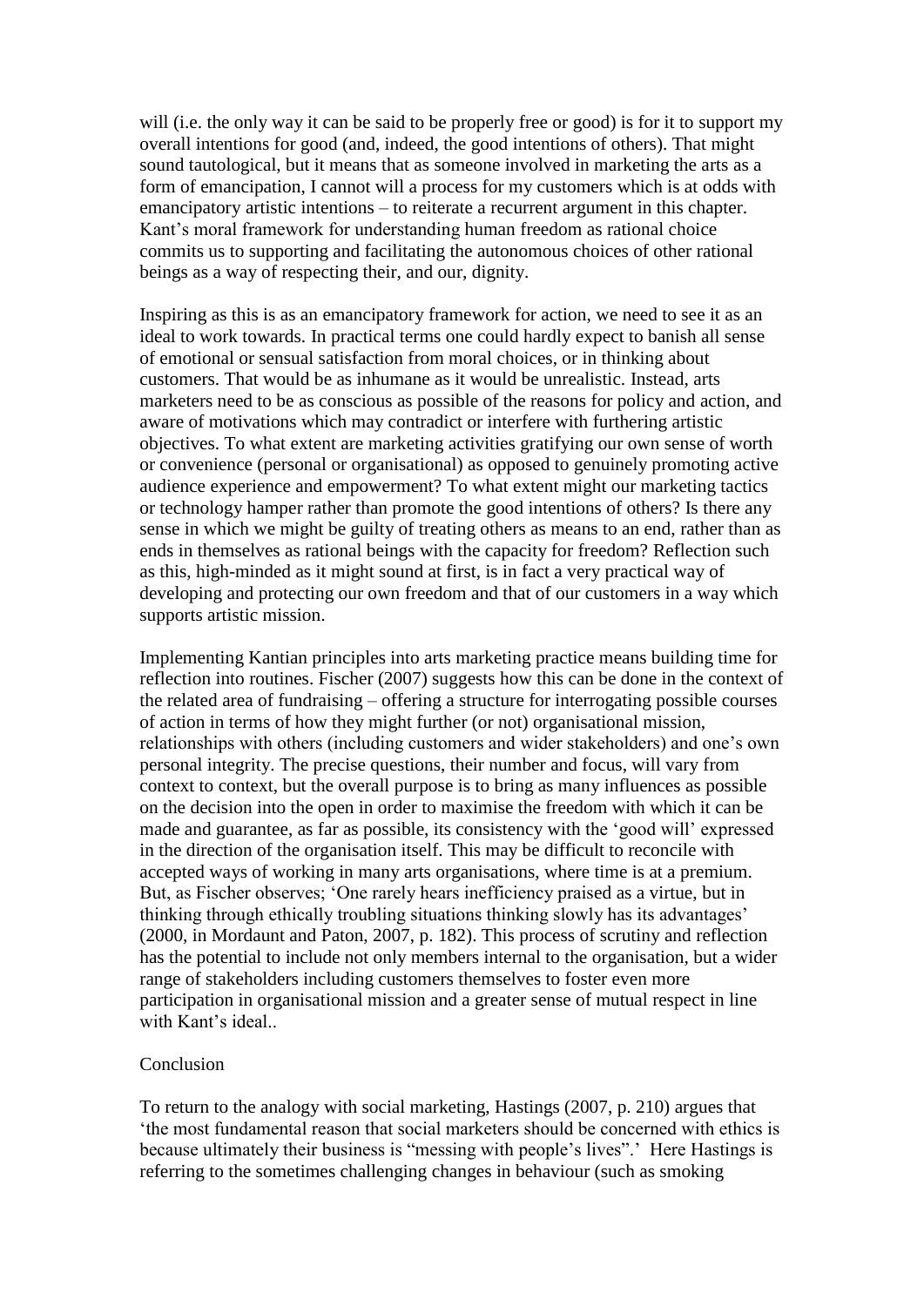will (i.e. the only way it can be said to be properly free or good) is for it to support my overall intentions for good (and, indeed, the good intentions of others). That might sound tautological, but it means that as someone involved in marketing the arts as a form of emancipation, I cannot will a process for my customers which is at odds with emancipatory artistic intentions – to reiterate a recurrent argument in this chapter. Kant's moral framework for understanding human freedom as rational choice commits us to supporting and facilitating the autonomous choices of other rational beings as a way of respecting their, and our, dignity.

Inspiring as this is as an emancipatory framework for action, we need to see it as an ideal to work towards. In practical terms one could hardly expect to banish all sense of emotional or sensual satisfaction from moral choices, or in thinking about customers. That would be as inhumane as it would be unrealistic. Instead, arts marketers need to be as conscious as possible of the reasons for policy and action, and aware of motivations which may contradict or interfere with furthering artistic objectives. To what extent are marketing activities gratifying our own sense of worth or convenience (personal or organisational) as opposed to genuinely promoting active audience experience and empowerment? To what extent might our marketing tactics or technology hamper rather than promote the good intentions of others? Is there any sense in which we might be guilty of treating others as means to an end, rather than as ends in themselves as rational beings with the capacity for freedom? Reflection such as this, high-minded as it might sound at first, is in fact a very practical way of developing and protecting our own freedom and that of our customers in a way which supports artistic mission.

Implementing Kantian principles into arts marketing practice means building time for reflection into routines. Fischer (2007) suggests how this can be done in the context of the related area of fundraising – offering a structure for interrogating possible courses of action in terms of how they might further (or not) organisational mission, relationships with others (including customers and wider stakeholders) and one's own personal integrity. The precise questions, their number and focus, will vary from context to context, but the overall purpose is to bring as many influences as possible on the decision into the open in order to maximise the freedom with which it can be made and guarantee, as far as possible, its consistency with the 'good will' expressed in the direction of the organisation itself. This may be difficult to reconcile with accepted ways of working in many arts organisations, where time is at a premium. But, as Fischer observes; 'One rarely hears inefficiency praised as a virtue, but in thinking through ethically troubling situations thinking slowly has its advantages' (2000, in Mordaunt and Paton, 2007, p. 182). This process of scrutiny and reflection has the potential to include not only members internal to the organisation, but a wider range of stakeholders including customers themselves to foster even more participation in organisational mission and a greater sense of mutual respect in line with Kant's ideal..

## Conclusion

To return to the analogy with social marketing, Hastings (2007, p. 210) argues that 'the most fundamental reason that social marketers should be concerned with ethics is because ultimately their business is "messing with people's lives".' Here Hastings is referring to the sometimes challenging changes in behaviour (such as smoking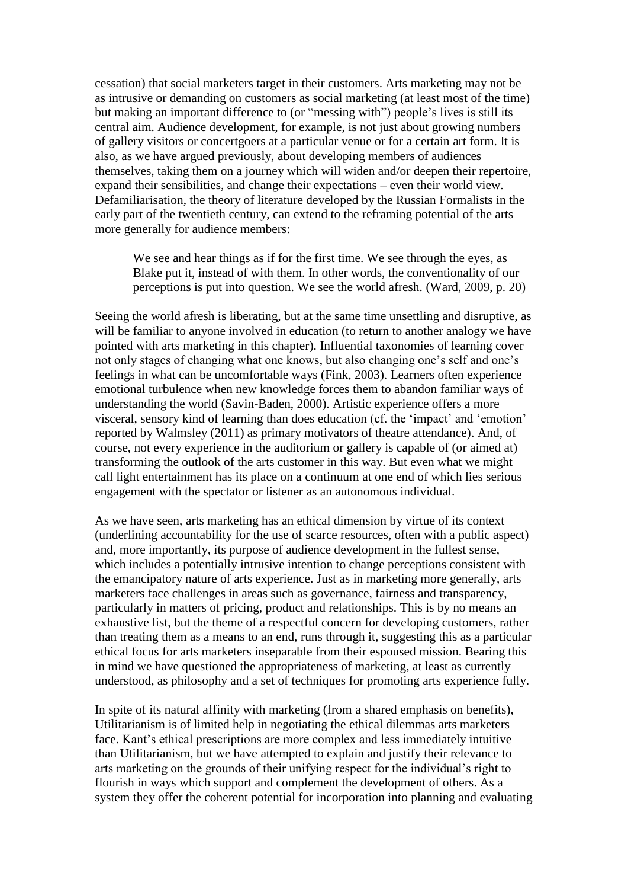cessation) that social marketers target in their customers. Arts marketing may not be as intrusive or demanding on customers as social marketing (at least most of the time) but making an important difference to (or "messing with") people's lives is still its central aim. Audience development, for example, is not just about growing numbers of gallery visitors or concertgoers at a particular venue or for a certain art form. It is also, as we have argued previously, about developing members of audiences themselves, taking them on a journey which will widen and/or deepen their repertoire, expand their sensibilities, and change their expectations – even their world view. Defamiliarisation, the theory of literature developed by the Russian Formalists in the early part of the twentieth century, can extend to the reframing potential of the arts more generally for audience members:

> We see and hear things as if for the first time. We see through the eyes, as Blake put it, instead of with them. In other words, the conventionality of our perceptions is put into question. We see the world afresh. (Ward, 2009, p. 20)

Seeing the world afresh is liberating, but at the same time unsettling and disruptive, as will be familiar to anyone involved in education (to return to another analogy we have pointed with arts marketing in this chapter). Influential taxonomies of learning cover not only stages of changing what one knows, but also changing one's self and one's feelings in what can be uncomfortable ways (Fink, 2003). Learners often experience emotional turbulence when new knowledge forces them to abandon familiar ways of understanding the world (Savin-Baden, 2000). Artistic experience offers a more visceral, sensory kind of learning than does education (cf. the 'impact' and 'emotion' reported by Walmsley (2011) as primary motivators of theatre attendance). And, of course, not every experience in the auditorium or gallery is capable of (or aimed at) transforming the outlook of the arts customer in this way. But even what we might call light entertainment has its place on a continuum at one end of which lies serious engagement with the spectator or listener as an autonomous individual.

As we have seen, arts marketing has an ethical dimension by virtue of its context (underlining accountability for the use of scarce resources, often with a public aspect) and, more importantly, its purpose of audience development in the fullest sense, which includes a potentially intrusive intention to change perceptions consistent with the emancipatory nature of arts experience. Just as in marketing more generally, arts marketers face challenges in areas such as governance, fairness and transparency, particularly in matters of pricing, product and relationships. This is by no means an exhaustive list, but the theme of a respectful concern for developing customers, rather than treating them as a means to an end, runs through it, suggesting this as a particular ethical focus for arts marketers inseparable from their espoused mission. Bearing this in mind we have questioned the appropriateness of marketing, at least as currently understood, as philosophy and a set of techniques for promoting arts experience fully.

In spite of its natural affinity with marketing (from a shared emphasis on benefits), Utilitarianism is of limited help in negotiating the ethical dilemmas arts marketers face. Kant's ethical prescriptions are more complex and less immediately intuitive than Utilitarianism, but we have attempted to explain and justify their relevance to arts marketing on the grounds of their unifying respect for the individual's right to flourish in ways which support and complement the development of others. As a system they offer the coherent potential for incorporation into planning and evaluating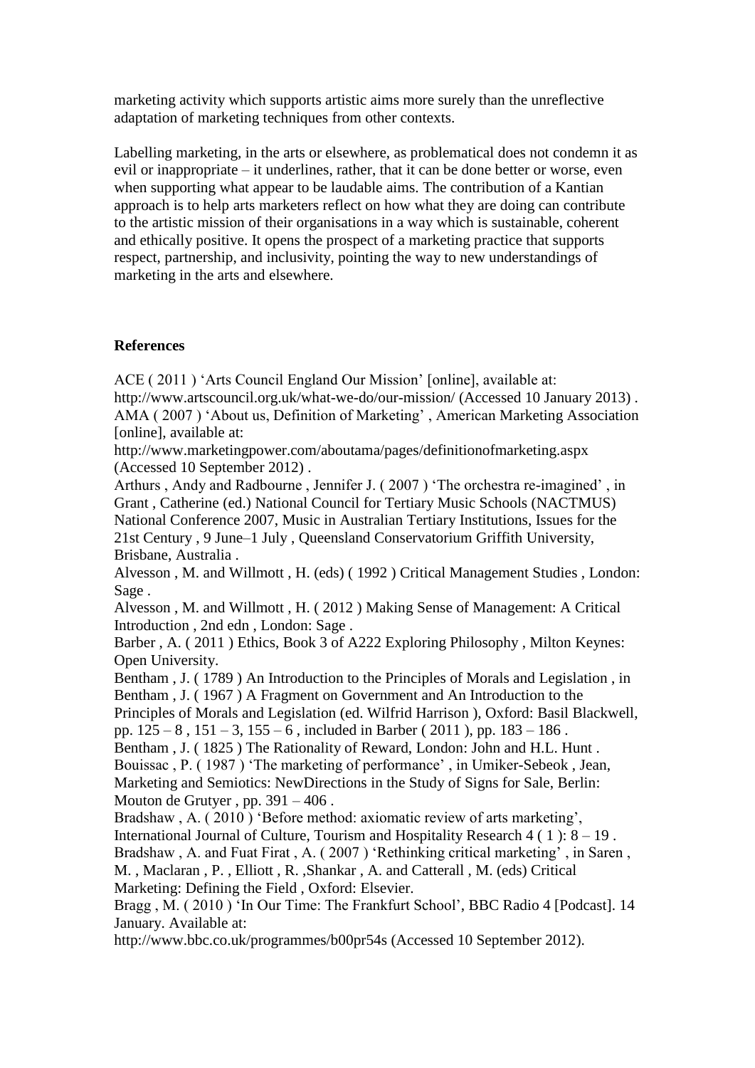marketing activity which supports artistic aims more surely than the unreflective adaptation of marketing techniques from other contexts.

Labelling marketing, in the arts or elsewhere, as problematical does not condemn it as evil or inappropriate – it underlines, rather, that it can be done better or worse, even when supporting what appear to be laudable aims. The contribution of a Kantian approach is to help arts marketers reflect on how what they are doing can contribute to the artistic mission of their organisations in a way which is sustainable, coherent and ethically positive. It opens the prospect of a marketing practice that supports respect, partnership, and inclusivity, pointing the way to new understandings of marketing in the arts and elsewhere.

**References**

ACE ( 2011 ) 'Arts Council England Our Mission' [online], available at: http://www.artscouncil.org.uk/what-we-do/our-mission/ (Accessed 10 January 2013) .

AMA ( 2007 ) 'About us, Definition of Marketing' , American Marketing Association [online], available at: http://www.marketingpower.com/aboutama/pages/definitionofmarketing.aspx (Accessed 10 September 2012) .

Arthurs , Andy and Radbourne , Jennifer J. ( 2007 ) 'The orchestra re-imagined' , in Grant , Catherine (ed.) National Council for Tertiary Music Schools (NACTMUS) National Conference 2007, Music in Australian Tertiary Institutions, Issues for the 21st Century , 9 June–1 July , Queensland Conservatorium Griffith University, Brisbane, Australia .

Alvesson , M. and Willmott , H. (eds) ( 1992 ) Critical Management Studies , London: Sage .

Alvesson , M. and Willmott , H. ( 2012 ) Making Sense of Management: A Critical Introduction , 2nd edn , London: Sage .

Barber , A. ( 2011 ) Ethics, Book 3 of A222 Exploring Philosophy , Milton Keynes: Open University.

Bentham , J. ( 1789 ) An Introduction to the Principles of Morals and Legislation , in Bentham , J. ( 1967 ) A Fragment on Government and An Introduction to the Principles of Morals and Legislation (ed. Wilfrid Harrison ), Oxford: Basil Blackwell, pp. 125 – 8 , 151 – 3, 155 – 6 , included in Barber ( 2011 ), pp. 183 – 186 .

Bentham , J. ( 1825 ) The Rationality of Reward, London: John and H.L. Hunt .

Bouissac , P. ( 1987 ) 'The marketing of performance' , in Umiker-Sebeok , Jean, Marketing and Semiotics: NewDirections in the Study of Signs for Sale, Berlin: Mouton de Grutyer , pp. 391 – 406 .

Bradshaw , A. ( 2010 ) 'Before method: axiomatic review of arts marketing', International Journal of Culture, Tourism and Hospitality Research 4 ( 1 ): 8 – 19 .

Bradshaw , A. and Fuat Firat , A. ( 2007 ) 'Rethinking critical marketing' , in Saren , M. , Maclaran , P. , Elliott , R. ,Shankar , A. and Catterall , M. (eds) Critical Marketing: Defining the Field , Oxford: Elsevier.

Bragg , M. ( 2010 ) 'In Our Time: The Frankfurt School', BBC Radio 4 [Podcast]. 14 January. Available at: http://www.bbc.co.uk/programmes/b00pr54s (Accessed 10 September 2012).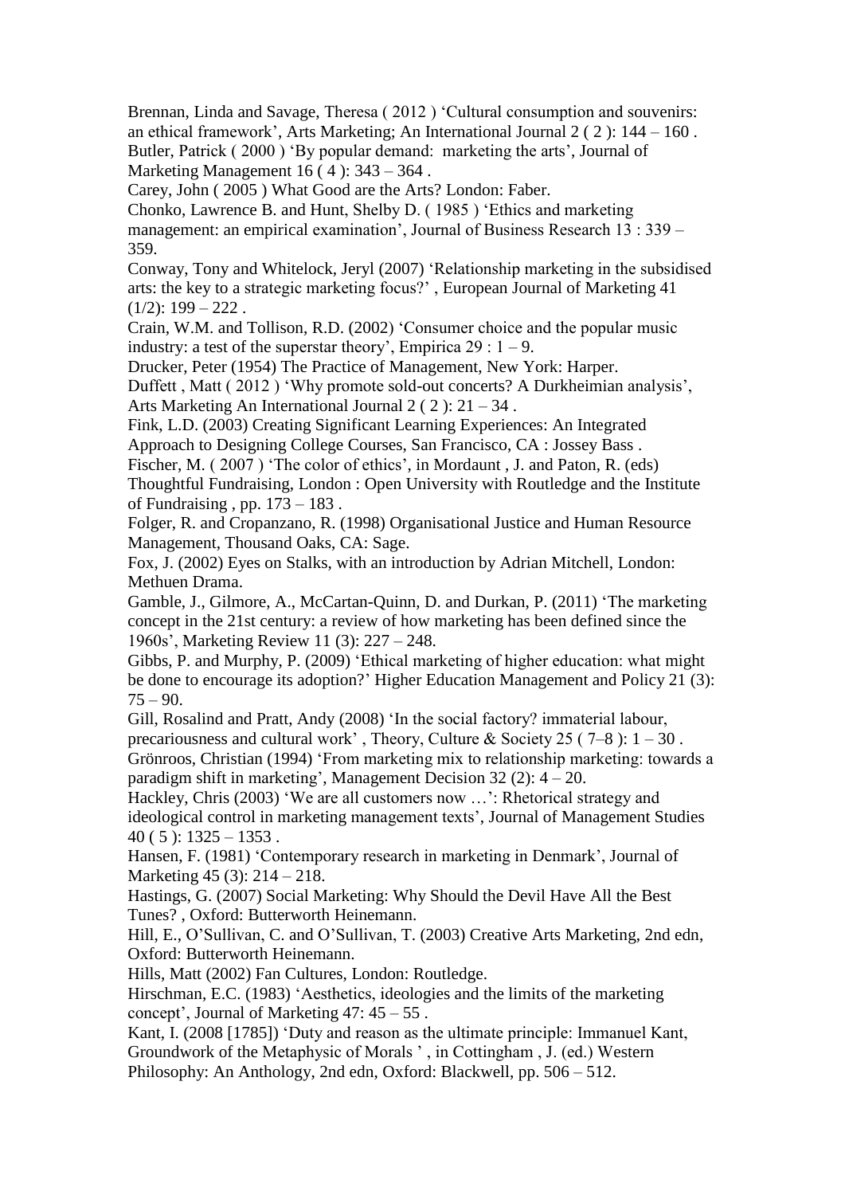Brennan, Linda and Savage, Theresa ( 2012 ) 'Cultural consumption and souvenirs: an ethical framework', Arts Marketing; An International Journal 2 ( 2 ): 144 – 160 .

Butler, Patrick ( 2000 ) 'By popular demand: marketing the arts', Journal of Marketing Management 16 ( 4 ): 343 – 364 .

Carey, John ( 2005 ) What Good are the Arts? London: Faber.

Chonko, Lawrence B. and Hunt, Shelby D. ( 1985 ) 'Ethics and marketing management: an empirical examination', Journal of Business Research 13 : 339 – 359.

Conway, Tony and Whitelock, Jeryl (2007) 'Relationship marketing in the subsidised arts: the key to a strategic marketing focus?' , European Journal of Marketing 41 (1/2): 199 – 222 .

Crain, W.M. and Tollison, R.D. (2002) 'Consumer choice and the popular music industry: a test of the superstar theory', Empirica 29 : 1 – 9.

Drucker, Peter (1954) The Practice of Management, New York: Harper.

Duffett , Matt ( 2012 ) 'Why promote sold-out concerts? A Durkheimian analysis', Arts Marketing An International Journal 2 ( 2 ): 21 – 34 .

Fink, L.D. (2003) Creating Significant Learning Experiences: An Integrated Approach to Designing College Courses, San Francisco, CA : Jossey Bass .

Fischer, M. ( 2007 ) 'The color of ethics', in Mordaunt , J. and Paton, R. (eds) Thoughtful Fundraising, London : Open University with Routledge and the Institute of Fundraising , pp. 173 – 183 .

Folger, R. and Cropanzano, R. (1998) Organisational Justice and Human Resource Management, Thousand Oaks, CA: Sage.

Fox, J. (2002) Eyes on Stalks, with an introduction by Adrian Mitchell, London: Methuen Drama.

Gamble, J., Gilmore, A., McCartan-Quinn, D. and Durkan, P. (2011) 'The marketing concept in the 21st century: a review of how marketing has been defined since the 1960s', Marketing Review 11 (3): 227 – 248.

Gibbs, P. and Murphy, P. (2009) 'Ethical marketing of higher education: what might be done to encourage its adoption?' Higher Education Management and Policy 21 (3): 75 – 90.

Gill, Rosalind and Pratt, Andy (2008) 'In the social factory? immaterial labour, precariousness and cultural work' , Theory, Culture & Society 25 ( 7–8 ): 1 – 30 .

Grönroos, Christian (1994) 'From marketing mix to relationship marketing: towards a paradigm shift in marketing', Management Decision 32 (2): 4 – 20.

Hackley, Chris (2003) 'We are all customers now …': Rhetorical strategy and ideological control in marketing management texts', Journal of Management Studies 40 ( 5 ): 1325 – 1353 .

Hansen, F. (1981) 'Contemporary research in marketing in Denmark', Journal of Marketing 45 (3): 214 – 218.

Hastings, G. (2007) Social Marketing: Why Should the Devil Have All the Best Tunes? , Oxford: Butterworth Heinemann.

Hill, E., O'Sullivan, C. and O'Sullivan, T. (2003) Creative Arts Marketing, 2nd edn, Oxford: Butterworth Heinemann.

Hills, Matt (2002) Fan Cultures, London: Routledge.

Hirschman, E.C. (1983) 'Aesthetics, ideologies and the limits of the marketing concept', Journal of Marketing 47: 45 – 55 .

Kant, I. (2008 [1785]) 'Duty and reason as the ultimate principle: Immanuel Kant, Groundwork of the Metaphysic of Morals ' , in Cottingham , J. (ed.) Western Philosophy: An Anthology, 2nd edn, Oxford: Blackwell, pp. 506 – 512.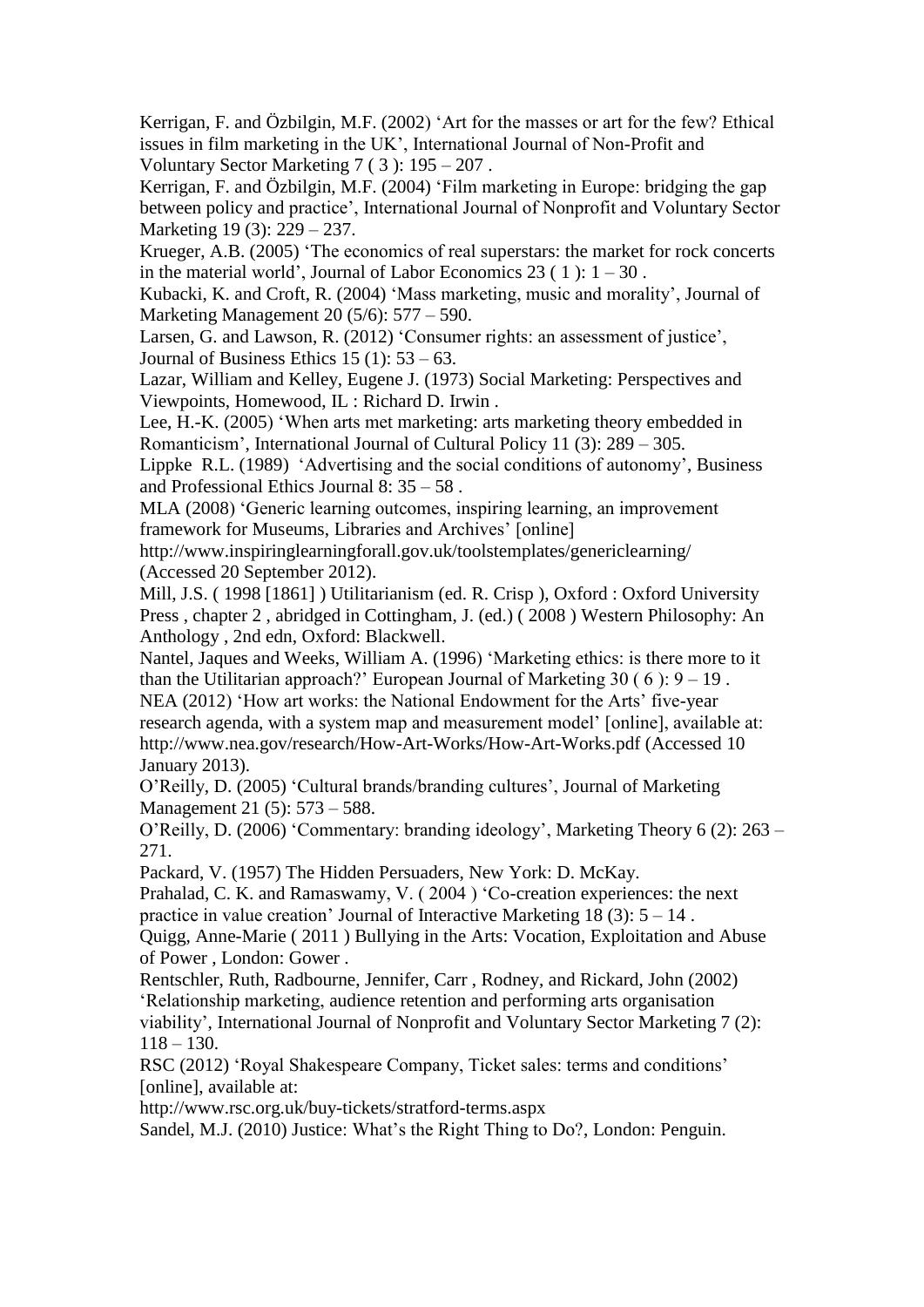Kerrigan, F. and Özbilgin, M.F. (2002) 'Art for the masses or art for the few? Ethical issues in film marketing in the UK', International Journal of Non-Profit and Voluntary Sector Marketing 7 ( 3 ): 195 – 207 .

Kerrigan, F. and Özbilgin, M.F. (2004) 'Film marketing in Europe: bridging the gap between policy and practice', International Journal of Nonprofit and Voluntary Sector Marketing 19 (3): 229 – 237.

Krueger, A.B. (2005) 'The economics of real superstars: the market for rock concerts in the material world', Journal of Labor Economics 23 ( 1 ): 1 – 30 .

Kubacki, K. and Croft, R. (2004) 'Mass marketing, music and morality', Journal of Marketing Management 20 (5/6): 577 – 590.

Larsen, G. and Lawson, R. (2012) 'Consumer rights: an assessment of justice', Journal of Business Ethics 15 (1): 53 – 63.

Lazar, William and Kelley, Eugene J. (1973) Social Marketing: Perspectives and Viewpoints, Homewood, IL : Richard D. Irwin .

Lee, H.-K. (2005) 'When arts met marketing: arts marketing theory embedded in Romanticism', International Journal of Cultural Policy 11 (3): 289 – 305.

Lippke R.L. (1989) 'Advertising and the social conditions of autonomy', Business and Professional Ethics Journal 8: 35 – 58 .

MLA (2008) 'Generic learning outcomes, inspiring learning, an improvement framework for Museums, Libraries and Archives' [online] http://www.inspiringlearningforall.gov.uk/toolstemplates/genericlearning/ (Accessed 20 September 2012).

Mill, J.S. ( 1998 [1861] ) Utilitarianism (ed. R. Crisp ), Oxford : Oxford University Press , chapter 2 , abridged in Cottingham, J. (ed.) ( 2008 ) Western Philosophy: An Anthology , 2nd edn, Oxford: Blackwell.

Nantel, Jaques and Weeks, William A. (1996) 'Marketing ethics: is there more to it than the Utilitarian approach?' European Journal of Marketing 30 ( 6 ): 9 – 19 .

NEA (2012) 'How art works: the National Endowment for the Arts' five-year research agenda, with a system map and measurement model' [online], available at: http://www.nea.gov/research/How-Art-Works/How-Art-Works.pdf (Accessed 10 January 2013).

O'Reilly, D. (2005) 'Cultural brands/branding cultures', Journal of Marketing Management 21 (5): 573 – 588.

O'Reilly, D. (2006) 'Commentary: branding ideology', Marketing Theory 6 (2): 263 – 271.

Packard, V. (1957) The Hidden Persuaders, New York: D. McKay.

Prahalad, C. K. and Ramaswamy, V. ( 2004 ) 'Co-creation experiences: the next practice in value creation' Journal of Interactive Marketing 18 (3): 5 – 14 .

Quigg, Anne-Marie ( 2011 ) Bullying in the Arts: Vocation, Exploitation and Abuse of Power , London: Gower .

Rentschler, Ruth, Radbourne, Jennifer, Carr , Rodney, and Rickard, John (2002) 'Relationship marketing, audience retention and performing arts organisation viability', International Journal of Nonprofit and Voluntary Sector Marketing 7 (2): 118 – 130.

RSC (2012) 'Royal Shakespeare Company, Ticket sales: terms and conditions' [online], available at: http://www.rsc.org.uk/buy-tickets/stratford-terms.aspx

Sandel, M.J. (2010) Justice: What's the Right Thing to Do?, London: Penguin.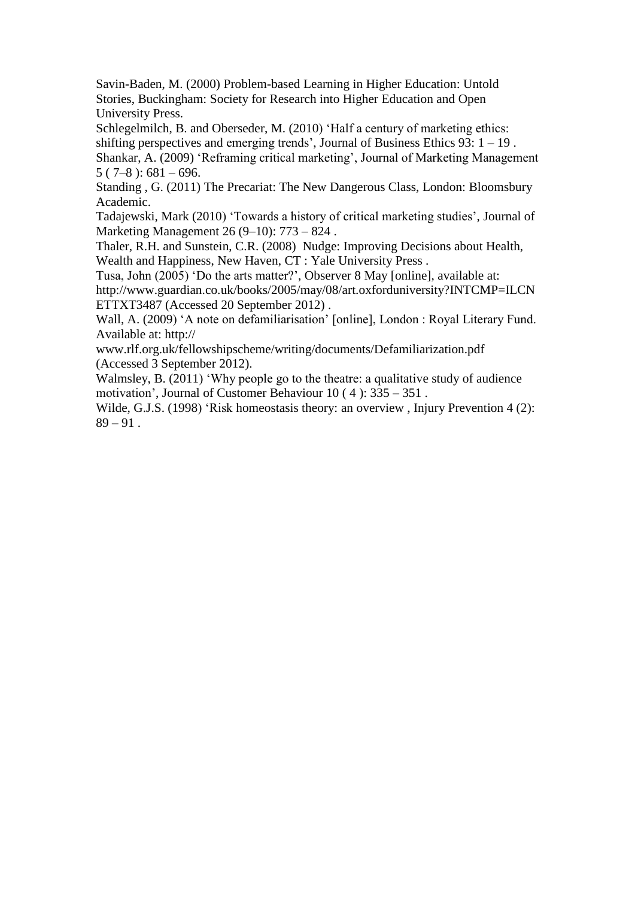Savin-Baden, M. (2000) Problem-based Learning in Higher Education: Untold Stories, Buckingham: Society for Research into Higher Education and Open University Press.

Schlegelmilch, B. and Oberseder, M. (2010) 'Half a century of marketing ethics: shifting perspectives and emerging trends', Journal of Business Ethics 93: 1 – 19 .

Shankar, A. (2009) 'Reframing critical marketing', Journal of Marketing Management 5 ( 7–8 ): 681 – 696.

Standing , G. (2011) The Precariat: The New Dangerous Class, London: Bloomsbury Academic.

Tadajewski, Mark (2010) 'Towards a history of critical marketing studies', Journal of Marketing Management 26 (9–10): 773 – 824 .

Thaler, R.H. and Sunstein, C.R. (2008) Nudge: Improving Decisions about Health, Wealth and Happiness, New Haven, CT : Yale University Press .

Tusa, John (2005) 'Do the arts matter?', Observer 8 May [online], available at: http://www.guardian.co.uk/books/2005/may/08/art.oxforduniversity?INTCMP=ILCNETTXT3487 (Accessed 20 September 2012) .

Wall, A. (2009) 'A note on defamiliarisation' [online], London : Royal Literary Fund. Available at: http:// www.rlf.org.uk/fellowshipscheme/writing/documents/Defamiliarization.pdf (Accessed 3 September 2012).

Walmsley, B. (2011) 'Why people go to the theatre: a qualitative study of audience motivation', Journal of Customer Behaviour 10 ( 4 ): 335 – 351 .

Wilde, G.J.S. (1998) 'Risk homeostasis theory: an overview , Injury Prevention 4 (2): 89 – 91 .